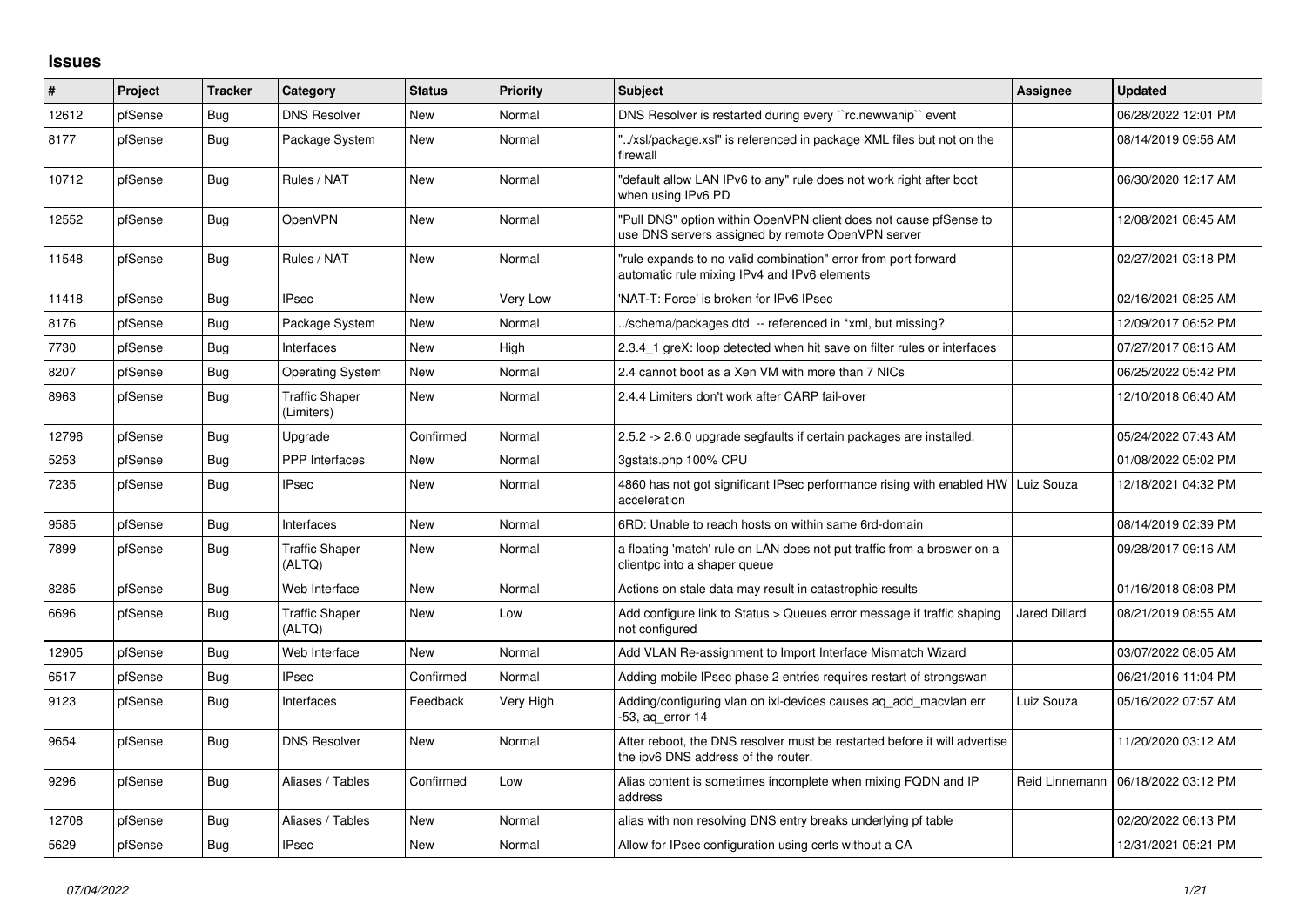## Issues

| # | Project | Tracker | Category | Status | Priority | Subject | Assignee | Updated |
|---|---|---|---|---|---|---|---|---|
| 12612 | pfSense | Bug | DNS Resolver | New | Normal | DNS Resolver is restarted during every ``rc.newwanip`` event | | 06/28/2022 12:01 PM |
| 8177 | pfSense | Bug | Package System | New | Normal | "../xsl/package.xsl" is referenced in package XML files but not on the firewall | | 08/14/2019 09:56 AM |
| 10712 | pfSense | Bug | Rules / NAT | New | Normal | "default allow LAN IPv6 to any" rule does not work right after boot when using IPv6 PD | | 06/30/2020 12:17 AM |
| 12552 | pfSense | Bug | OpenVPN | New | Normal | "Pull DNS" option within OpenVPN client does not cause pfSense to use DNS servers assigned by remote OpenVPN server | | 12/08/2021 08:45 AM |
| 11548 | pfSense | Bug | Rules / NAT | New | Normal | "rule expands to no valid combination" error from port forward automatic rule mixing IPv4 and IPv6 elements | | 02/27/2021 03:18 PM |
| 11418 | pfSense | Bug | IPsec | New | Very Low | 'NAT-T: Force' is broken for IPv6 IPsec | | 02/16/2021 08:25 AM |
| 8176 | pfSense | Bug | Package System | New | Normal | ../schema/packages.dtd -- referenced in *xml, but missing? | | 12/09/2017 06:52 PM |
| 7730 | pfSense | Bug | Interfaces | New | High | 2.3.4_1 greX: loop detected when hit save on filter rules or interfaces | | 07/27/2017 08:16 AM |
| 8207 | pfSense | Bug | Operating System | New | Normal | 2.4 cannot boot as a Xen VM with more than 7 NICs | | 06/25/2022 05:42 PM |
| 8963 | pfSense | Bug | Traffic Shaper (Limiters) | New | Normal | 2.4.4 Limiters don't work after CARP fail-over | | 12/10/2018 06:40 AM |
| 12796 | pfSense | Bug | Upgrade | Confirmed | Normal | 2.5.2 -> 2.6.0 upgrade segfaults if certain packages are installed. | | 05/24/2022 07:43 AM |
| 5253 | pfSense | Bug | PPP Interfaces | New | Normal | 3gstats.php 100% CPU | | 01/08/2022 05:02 PM |
| 7235 | pfSense | Bug | IPsec | New | Normal | 4860 has not got significant IPsec performance rising with enabled HW acceleration | Luiz Souza | 12/18/2021 04:32 PM |
| 9585 | pfSense | Bug | Interfaces | New | Normal | 6RD: Unable to reach hosts on within same 6rd-domain | | 08/14/2019 02:39 PM |
| 7899 | pfSense | Bug | Traffic Shaper (ALTQ) | New | Normal | a floating 'match' rule on LAN does not put traffic from a broswer on a clientpc into a shaper queue | | 09/28/2017 09:16 AM |
| 8285 | pfSense | Bug | Web Interface | New | Normal | Actions on stale data may result in catastrophic results | | 01/16/2018 08:08 PM |
| 6696 | pfSense | Bug | Traffic Shaper (ALTQ) | New | Low | Add configure link to Status > Queues error message if traffic shaping not configured | Jared Dillard | 08/21/2019 08:55 AM |
| 12905 | pfSense | Bug | Web Interface | New | Normal | Add VLAN Re-assignment to Import Interface Mismatch Wizard | | 03/07/2022 08:05 AM |
| 6517 | pfSense | Bug | IPsec | Confirmed | Normal | Adding mobile IPsec phase 2 entries requires restart of strongswan | | 06/21/2016 11:04 PM |
| 9123 | pfSense | Bug | Interfaces | Feedback | Very High | Adding/configuring vlan on ixl-devices causes aq_add_macvlan err -53, aq_error 14 | Luiz Souza | 05/16/2022 07:57 AM |
| 9654 | pfSense | Bug | DNS Resolver | New | Normal | After reboot, the DNS resolver must be restarted before it will advertise the ipv6 DNS address of the router. | | 11/20/2020 03:12 AM |
| 9296 | pfSense | Bug | Aliases / Tables | Confirmed | Low | Alias content is sometimes incomplete when mixing FQDN and IP address | Reid Linnemann | 06/18/2022 03:12 PM |
| 12708 | pfSense | Bug | Aliases / Tables | New | Normal | alias with non resolving DNS entry breaks underlying pf table | | 02/20/2022 06:13 PM |
| 5629 | pfSense | Bug | IPsec | New | Normal | Allow for IPsec configuration using certs without a CA | | 12/31/2021 05:21 PM |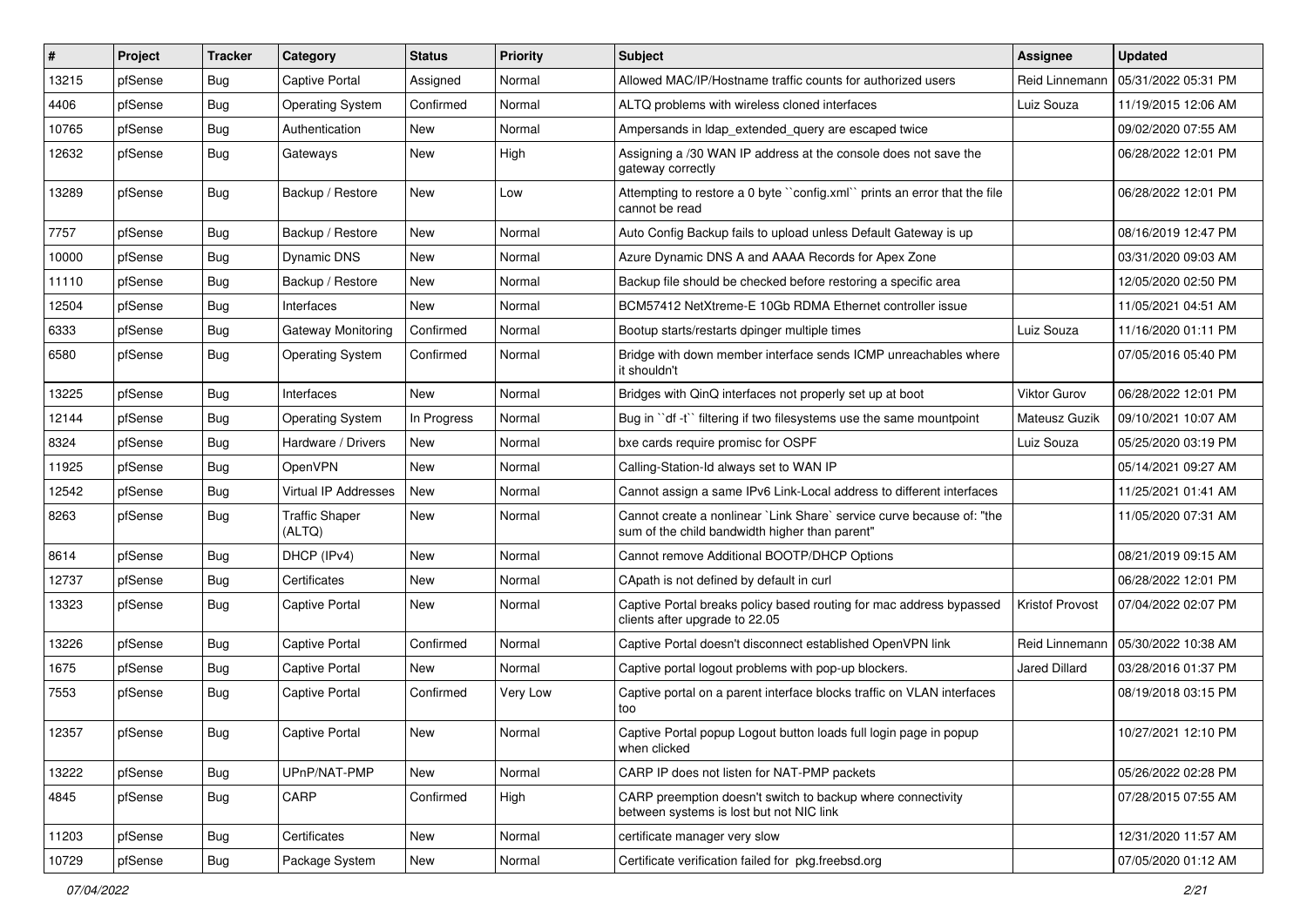| # | Project | Tracker | Category | Status | Priority | Subject | Assignee | Updated |
|---|---|---|---|---|---|---|---|---|
| 13215 | pfSense | Bug | Captive Portal | Assigned | Normal | Allowed MAC/IP/Hostname traffic counts for authorized users | Reid Linnemann | 05/31/2022 05:31 PM |
| 4406 | pfSense | Bug | Operating System | Confirmed | Normal | ALTQ problems with wireless cloned interfaces | Luiz Souza | 11/19/2015 12:06 AM |
| 10765 | pfSense | Bug | Authentication | New | Normal | Ampersands in ldap_extended_query are escaped twice | | 09/02/2020 07:55 AM |
| 12632 | pfSense | Bug | Gateways | New | High | Assigning a /30 WAN IP address at the console does not save the gateway correctly | | 06/28/2022 12:01 PM |
| 13289 | pfSense | Bug | Backup / Restore | New | Low | Attempting to restore a 0 byte ``config.xml`` prints an error that the file cannot be read | | 06/28/2022 12:01 PM |
| 7757 | pfSense | Bug | Backup / Restore | New | Normal | Auto Config Backup fails to upload unless Default Gateway is up | | 08/16/2019 12:47 PM |
| 10000 | pfSense | Bug | Dynamic DNS | New | Normal | Azure Dynamic DNS A and AAAA Records for Apex Zone | | 03/31/2020 09:03 AM |
| 11110 | pfSense | Bug | Backup / Restore | New | Normal | Backup file should be checked before restoring a specific area | | 12/05/2020 02:50 PM |
| 12504 | pfSense | Bug | Interfaces | New | Normal | BCM57412 NetXtreme-E 10Gb RDMA Ethernet controller issue | | 11/05/2021 04:51 AM |
| 6333 | pfSense | Bug | Gateway Monitoring | Confirmed | Normal | Bootup starts/restarts dpinger multiple times | Luiz Souza | 11/16/2020 01:11 PM |
| 6580 | pfSense | Bug | Operating System | Confirmed | Normal | Bridge with down member interface sends ICMP unreachables where it shouldn't | | 07/05/2016 05:40 PM |
| 13225 | pfSense | Bug | Interfaces | New | Normal | Bridges with QinQ interfaces not properly set up at boot | Viktor Gurov | 06/28/2022 12:01 PM |
| 12144 | pfSense | Bug | Operating System | In Progress | Normal | Bug in ``df -t`` filtering if two filesystems use the same mountpoint | Mateusz Guzik | 09/10/2021 10:07 AM |
| 8324 | pfSense | Bug | Hardware / Drivers | New | Normal | bxe cards require promisc for OSPF | Luiz Souza | 05/25/2020 03:19 PM |
| 11925 | pfSense | Bug | OpenVPN | New | Normal | Calling-Station-Id always set to WAN IP | | 05/14/2021 09:27 AM |
| 12542 | pfSense | Bug | Virtual IP Addresses | New | Normal | Cannot assign a same IPv6 Link-Local address to different interfaces | | 11/25/2021 01:41 AM |
| 8263 | pfSense | Bug | Traffic Shaper (ALTQ) | New | Normal | Cannot create a nonlinear `Link Share` service curve because of: "the sum of the child bandwidth higher than parent" | | 11/05/2020 07:31 AM |
| 8614 | pfSense | Bug | DHCP (IPv4) | New | Normal | Cannot remove Additional BOOTP/DHCP Options | | 08/21/2019 09:15 AM |
| 12737 | pfSense | Bug | Certificates | New | Normal | CApath is not defined by default in curl | | 06/28/2022 12:01 PM |
| 13323 | pfSense | Bug | Captive Portal | New | Normal | Captive Portal breaks policy based routing for mac address bypassed clients after upgrade to 22.05 | Kristof Provost | 07/04/2022 02:07 PM |
| 13226 | pfSense | Bug | Captive Portal | Confirmed | Normal | Captive Portal doesn't disconnect established OpenVPN link | Reid Linnemann | 05/30/2022 10:38 AM |
| 1675 | pfSense | Bug | Captive Portal | New | Normal | Captive portal logout problems with pop-up blockers. | Jared Dillard | 03/28/2016 01:37 PM |
| 7553 | pfSense | Bug | Captive Portal | Confirmed | Very Low | Captive portal on a parent interface blocks traffic on VLAN interfaces too | | 08/19/2018 03:15 PM |
| 12357 | pfSense | Bug | Captive Portal | New | Normal | Captive Portal popup Logout button loads full login page in popup when clicked | | 10/27/2021 12:10 PM |
| 13222 | pfSense | Bug | UPnP/NAT-PMP | New | Normal | CARP IP does not listen for NAT-PMP packets | | 05/26/2022 02:28 PM |
| 4845 | pfSense | Bug | CARP | Confirmed | High | CARP preemption doesn't switch to backup where connectivity between systems is lost but not NIC link | | 07/28/2015 07:55 AM |
| 11203 | pfSense | Bug | Certificates | New | Normal | certificate manager very slow | | 12/31/2020 11:57 AM |
| 10729 | pfSense | Bug | Package System | New | Normal | Certificate verification failed for pkg.freebsd.org | | 07/05/2020 01:12 AM |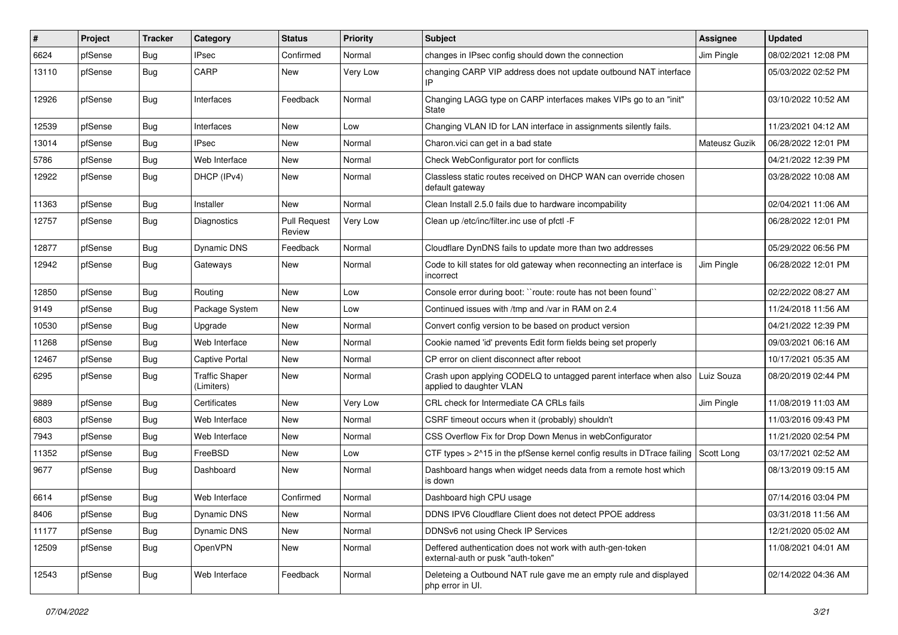| # | Project | Tracker | Category | Status | Priority | Subject | Assignee | Updated |
|---|---|---|---|---|---|---|---|---|
| 6624 | pfSense | Bug | IPsec | Confirmed | Normal | changes in IPsec config should down the connection | Jim Pingle | 08/02/2021 12:08 PM |
| 13110 | pfSense | Bug | CARP | New | Very Low | changing CARP VIP address does not update outbound NAT interface IP | | 05/03/2022 02:52 PM |
| 12926 | pfSense | Bug | Interfaces | Feedback | Normal | Changing LAGG type on CARP interfaces makes VIPs go to an "init" State | | 03/10/2022 10:52 AM |
| 12539 | pfSense | Bug | Interfaces | New | Low | Changing VLAN ID for LAN interface in assignments silently fails. | | 11/23/2021 04:12 AM |
| 13014 | pfSense | Bug | IPsec | New | Normal | Charon.vici can get in a bad state | Mateusz Guzik | 06/28/2022 12:01 PM |
| 5786 | pfSense | Bug | Web Interface | New | Normal | Check WebConfigurator port for conflicts | | 04/21/2022 12:39 PM |
| 12922 | pfSense | Bug | DHCP (IPv4) | New | Normal | Classless static routes received on DHCP WAN can override chosen default gateway | | 03/28/2022 10:08 AM |
| 11363 | pfSense | Bug | Installer | New | Normal | Clean Install 2.5.0 fails due to hardware incompability | | 02/04/2021 11:06 AM |
| 12757 | pfSense | Bug | Diagnostics | Pull Request Review | Very Low | Clean up /etc/inc/filter.inc use of pfctl -F | | 06/28/2022 12:01 PM |
| 12877 | pfSense | Bug | Dynamic DNS | Feedback | Normal | Cloudflare DynDNS fails to update more than two addresses | | 05/29/2022 06:56 PM |
| 12942 | pfSense | Bug | Gateways | New | Normal | Code to kill states for old gateway when reconnecting an interface is incorrect | Jim Pingle | 06/28/2022 12:01 PM |
| 12850 | pfSense | Bug | Routing | New | Low | Console error during boot: ``route: route has not been found`` | | 02/22/2022 08:27 AM |
| 9149 | pfSense | Bug | Package System | New | Low | Continued issues with /tmp and /var in RAM on 2.4 | | 11/24/2018 11:56 AM |
| 10530 | pfSense | Bug | Upgrade | New | Normal | Convert config version to be based on product version | | 04/21/2022 12:39 PM |
| 11268 | pfSense | Bug | Web Interface | New | Normal | Cookie named 'id' prevents Edit form fields being set properly | | 09/03/2021 06:16 AM |
| 12467 | pfSense | Bug | Captive Portal | New | Normal | CP error on client disconnect after reboot | | 10/17/2021 05:35 AM |
| 6295 | pfSense | Bug | Traffic Shaper (Limiters) | New | Normal | Crash upon applying CODELQ to untagged parent interface when also applied to daughter VLAN | Luiz Souza | 08/20/2019 02:44 PM |
| 9889 | pfSense | Bug | Certificates | New | Very Low | CRL check for Intermediate CA CRLs fails | Jim Pingle | 11/08/2019 11:03 AM |
| 6803 | pfSense | Bug | Web Interface | New | Normal | CSRF timeout occurs when it (probably) shouldn't | | 11/03/2016 09:43 PM |
| 7943 | pfSense | Bug | Web Interface | New | Normal | CSS Overflow Fix for Drop Down Menus in webConfigurator | | 11/21/2020 02:54 PM |
| 11352 | pfSense | Bug | FreeBSD | New | Low | CTF types > 2^15 in the pfSense kernel config results in DTrace failing | Scott Long | 03/17/2021 02:52 AM |
| 9677 | pfSense | Bug | Dashboard | New | Normal | Dashboard hangs when widget needs data from a remote host which is down | | 08/13/2019 09:15 AM |
| 6614 | pfSense | Bug | Web Interface | Confirmed | Normal | Dashboard high CPU usage | | 07/14/2016 03:04 PM |
| 8406 | pfSense | Bug | Dynamic DNS | New | Normal | DDNS IPV6 Cloudflare Client does not detect PPOE address | | 03/31/2018 11:56 AM |
| 11177 | pfSense | Bug | Dynamic DNS | New | Normal | DDNSv6 not using Check IP Services | | 12/21/2020 05:02 AM |
| 12509 | pfSense | Bug | OpenVPN | New | Normal | Deffered authentication does not work with auth-gen-token external-auth or pusk "auth-token" | | 11/08/2021 04:01 AM |
| 12543 | pfSense | Bug | Web Interface | Feedback | Normal | Deleteing a Outbound NAT rule gave me an empty rule and displayed php error in UI. | | 02/14/2022 04:36 AM |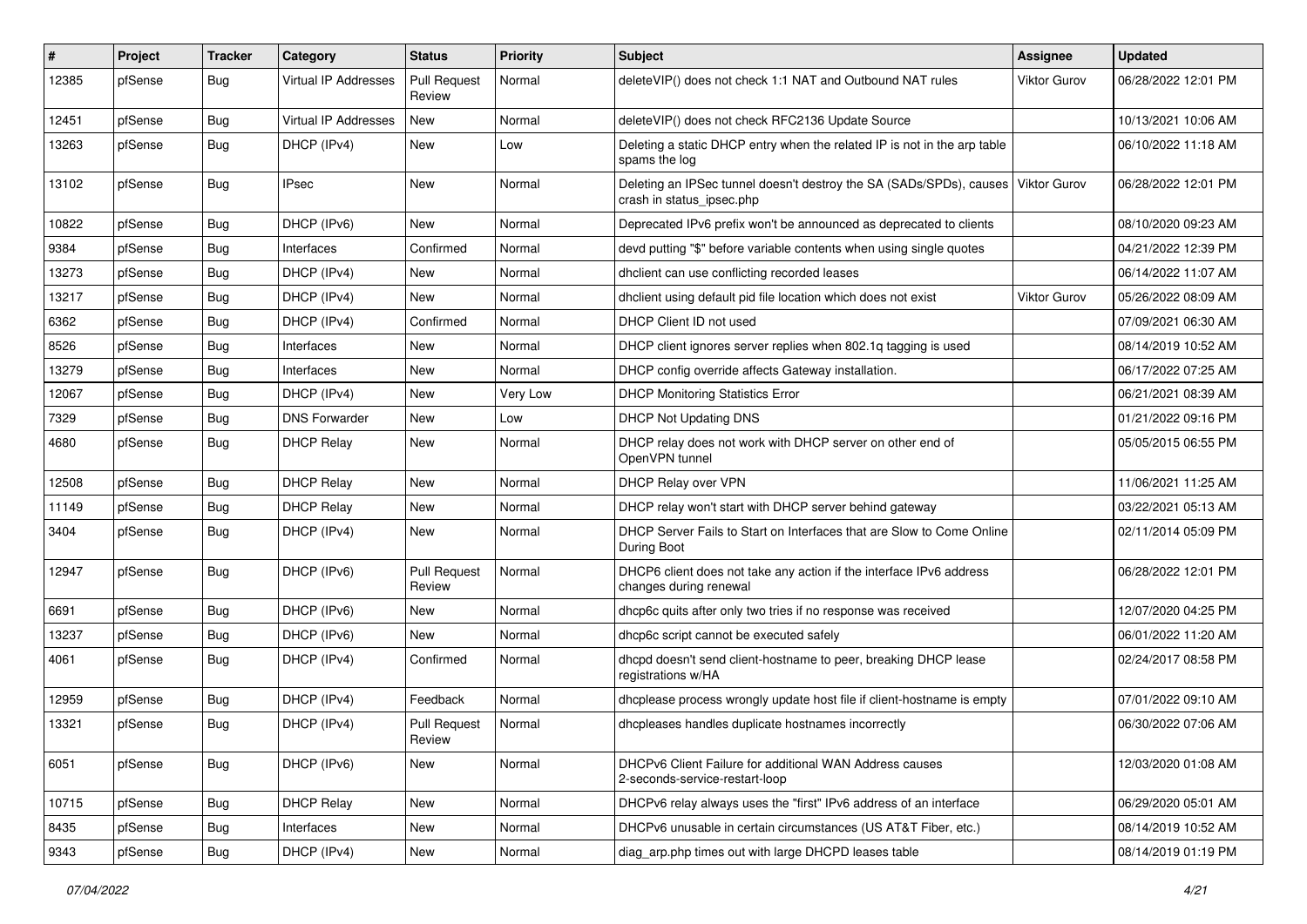| # | Project | Tracker | Category | Status | Priority | Subject | Assignee | Updated |
|---|---|---|---|---|---|---|---|---|
| 12385 | pfSense | Bug | Virtual IP Addresses | Pull Request Review | Normal | deleteVIP() does not check 1:1 NAT and Outbound NAT rules | Viktor Gurov | 06/28/2022 12:01 PM |
| 12451 | pfSense | Bug | Virtual IP Addresses | New | Normal | deleteVIP() does not check RFC2136 Update Source | | 10/13/2021 10:06 AM |
| 13263 | pfSense | Bug | DHCP (IPv4) | New | Low | Deleting a static DHCP entry when the related IP is not in the arp table spams the log | | 06/10/2022 11:18 AM |
| 13102 | pfSense | Bug | IPsec | New | Normal | Deleting an IPSec tunnel doesn't destroy the SA (SADs/SPDs), causes crash in status_ipsec.php | Viktor Gurov | 06/28/2022 12:01 PM |
| 10822 | pfSense | Bug | DHCP (IPv6) | New | Normal | Deprecated IPv6 prefix won't be announced as deprecated to clients | | 08/10/2020 09:23 AM |
| 9384 | pfSense | Bug | Interfaces | Confirmed | Normal | devd putting "$" before variable contents when using single quotes | | 04/21/2022 12:39 PM |
| 13273 | pfSense | Bug | DHCP (IPv4) | New | Normal | dhclient can use conflicting recorded leases | | 06/14/2022 11:07 AM |
| 13217 | pfSense | Bug | DHCP (IPv4) | New | Normal | dhclient using default pid file location which does not exist | Viktor Gurov | 05/26/2022 08:09 AM |
| 6362 | pfSense | Bug | DHCP (IPv4) | Confirmed | Normal | DHCP Client ID not used | | 07/09/2021 06:30 AM |
| 8526 | pfSense | Bug | Interfaces | New | Normal | DHCP client ignores server replies when 802.1q tagging is used | | 08/14/2019 10:52 AM |
| 13279 | pfSense | Bug | Interfaces | New | Normal | DHCP config override affects Gateway installation. | | 06/17/2022 07:25 AM |
| 12067 | pfSense | Bug | DHCP (IPv4) | New | Very Low | DHCP Monitoring Statistics Error | | 06/21/2021 08:39 AM |
| 7329 | pfSense | Bug | DNS Forwarder | New | Low | DHCP Not Updating DNS | | 01/21/2022 09:16 PM |
| 4680 | pfSense | Bug | DHCP Relay | New | Normal | DHCP relay does not work with DHCP server on other end of OpenVPN tunnel | | 05/05/2015 06:55 PM |
| 12508 | pfSense | Bug | DHCP Relay | New | Normal | DHCP Relay over VPN | | 11/06/2021 11:25 AM |
| 11149 | pfSense | Bug | DHCP Relay | New | Normal | DHCP relay won't start with DHCP server behind gateway | | 03/22/2021 05:13 AM |
| 3404 | pfSense | Bug | DHCP (IPv4) | New | Normal | DHCP Server Fails to Start on Interfaces that are Slow to Come Online During Boot | | 02/11/2014 05:09 PM |
| 12947 | pfSense | Bug | DHCP (IPv6) | Pull Request Review | Normal | DHCP6 client does not take any action if the interface IPv6 address changes during renewal | | 06/28/2022 12:01 PM |
| 6691 | pfSense | Bug | DHCP (IPv6) | New | Normal | dhcp6c quits after only two tries if no response was received | | 12/07/2020 04:25 PM |
| 13237 | pfSense | Bug | DHCP (IPv6) | New | Normal | dhcp6c script cannot be executed safely | | 06/01/2022 11:20 AM |
| 4061 | pfSense | Bug | DHCP (IPv4) | Confirmed | Normal | dhcpd doesn't send client-hostname to peer, breaking DHCP lease registrations w/HA | | 02/24/2017 08:58 PM |
| 12959 | pfSense | Bug | DHCP (IPv4) | Feedback | Normal | dhcplease process wrongly update host file if client-hostname is empty | | 07/01/2022 09:10 AM |
| 13321 | pfSense | Bug | DHCP (IPv4) | Pull Request Review | Normal | dhcpleases handles duplicate hostnames incorrectly | | 06/30/2022 07:06 AM |
| 6051 | pfSense | Bug | DHCP (IPv6) | New | Normal | DHCPv6 Client Failure for additional WAN Address causes 2-seconds-service-restart-loop | | 12/03/2020 01:08 AM |
| 10715 | pfSense | Bug | DHCP Relay | New | Normal | DHCPv6 relay always uses the "first" IPv6 address of an interface | | 06/29/2020 05:01 AM |
| 8435 | pfSense | Bug | Interfaces | New | Normal | DHCPv6 unusable in certain circumstances (US AT&T Fiber, etc.) | | 08/14/2019 10:52 AM |
| 9343 | pfSense | Bug | DHCP (IPv4) | New | Normal | diag_arp.php times out with large DHCPD leases table | | 08/14/2019 01:19 PM |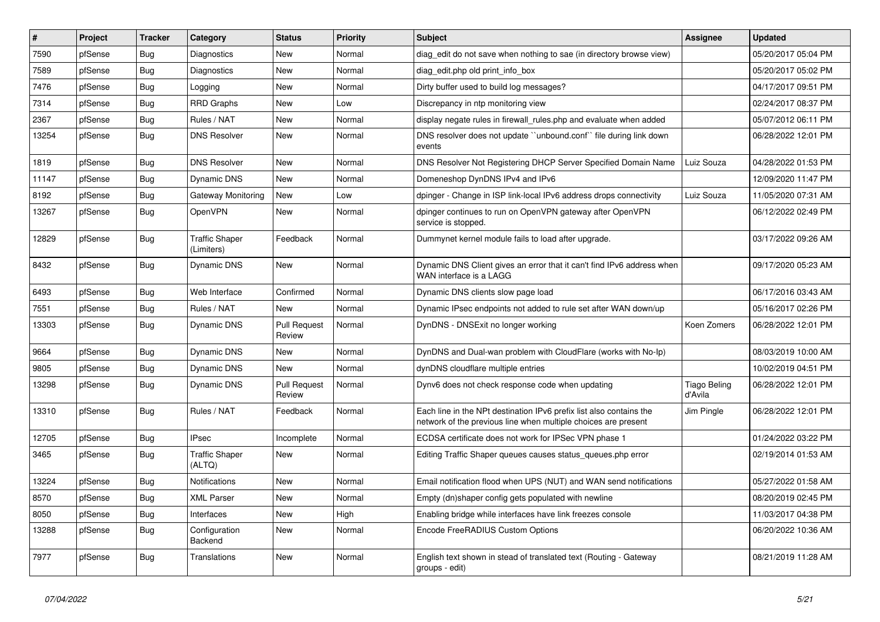| # | Project | Tracker | Category | Status | Priority | Subject | Assignee | Updated |
|---|---|---|---|---|---|---|---|---|
| 7590 | pfSense | Bug | Diagnostics | New | Normal | diag_edit do not save when nothing to sae (in directory browse view) | | 05/20/2017 05:04 PM |
| 7589 | pfSense | Bug | Diagnostics | New | Normal | diag_edit.php old print_info_box | | 05/20/2017 05:02 PM |
| 7476 | pfSense | Bug | Logging | New | Normal | Dirty buffer used to build log messages? | | 04/17/2017 09:51 PM |
| 7314 | pfSense | Bug | RRD Graphs | New | Low | Discrepancy in ntp monitoring view | | 02/24/2017 08:37 PM |
| 2367 | pfSense | Bug | Rules / NAT | New | Normal | display negate rules in firewall_rules.php and evaluate when added | | 05/07/2012 06:11 PM |
| 13254 | pfSense | Bug | DNS Resolver | New | Normal | DNS resolver does not update ``unbound.conf`` file during link down events | | 06/28/2022 12:01 PM |
| 1819 | pfSense | Bug | DNS Resolver | New | Normal | DNS Resolver Not Registering DHCP Server Specified Domain Name | Luiz Souza | 04/28/2022 01:53 PM |
| 11147 | pfSense | Bug | Dynamic DNS | New | Normal | Domeneshop DynDNS IPv4 and IPv6 | | 12/09/2020 11:47 PM |
| 8192 | pfSense | Bug | Gateway Monitoring | New | Low | dpinger - Change in ISP link-local IPv6 address drops connectivity | Luiz Souza | 11/05/2020 07:31 AM |
| 13267 | pfSense | Bug | OpenVPN | New | Normal | dpinger continues to run on OpenVPN gateway after OpenVPN service is stopped. | | 06/12/2022 02:49 PM |
| 12829 | pfSense | Bug | Traffic Shaper (Limiters) | Feedback | Normal | Dummynet kernel module fails to load after upgrade. | | 03/17/2022 09:26 AM |
| 8432 | pfSense | Bug | Dynamic DNS | New | Normal | Dynamic DNS Client gives an error that it can't find IPv6 address when WAN interface is a LAGG | | 09/17/2020 05:23 AM |
| 6493 | pfSense | Bug | Web Interface | Confirmed | Normal | Dynamic DNS clients slow page load | | 06/17/2016 03:43 AM |
| 7551 | pfSense | Bug | Rules / NAT | New | Normal | Dynamic IPsec endpoints not added to rule set after WAN down/up | | 05/16/2017 02:26 PM |
| 13303 | pfSense | Bug | Dynamic DNS | Pull Request Review | Normal | DynDNS - DNSExit no longer working | Koen Zomers | 06/28/2022 12:01 PM |
| 9664 | pfSense | Bug | Dynamic DNS | New | Normal | DynDNS and Dual-wan problem with CloudFlare (works with No-Ip) | | 08/03/2019 10:00 AM |
| 9805 | pfSense | Bug | Dynamic DNS | New | Normal | dynDNS cloudflare multiple entries | | 10/02/2019 04:51 PM |
| 13298 | pfSense | Bug | Dynamic DNS | Pull Request Review | Normal | Dynv6 does not check response code when updating | Tiago Beling d'Avila | 06/28/2022 12:01 PM |
| 13310 | pfSense | Bug | Rules / NAT | Feedback | Normal | Each line in the NPt destination IPv6 prefix list also contains the network of the previous line when multiple choices are present | Jim Pingle | 06/28/2022 12:01 PM |
| 12705 | pfSense | Bug | IPsec | Incomplete | Normal | ECDSA certificate does not work for IPSec VPN phase 1 | | 01/24/2022 03:22 PM |
| 3465 | pfSense | Bug | Traffic Shaper (ALTQ) | New | Normal | Editing Traffic Shaper queues causes status_queues.php error | | 02/19/2014 01:53 AM |
| 13224 | pfSense | Bug | Notifications | New | Normal | Email notification flood when UPS (NUT) and WAN send notifications | | 05/27/2022 01:58 AM |
| 8570 | pfSense | Bug | XML Parser | New | Normal | Empty (dn)shaper config gets populated with newline | | 08/20/2019 02:45 PM |
| 8050 | pfSense | Bug | Interfaces | New | High | Enabling bridge while interfaces have link freezes console | | 11/03/2017 04:38 PM |
| 13288 | pfSense | Bug | Configuration Backend | New | Normal | Encode FreeRADIUS Custom Options | | 06/20/2022 10:36 AM |
| 7977 | pfSense | Bug | Translations | New | Normal | English text shown in stead of translated text (Routing - Gateway groups - edit) | | 08/21/2019 11:28 AM |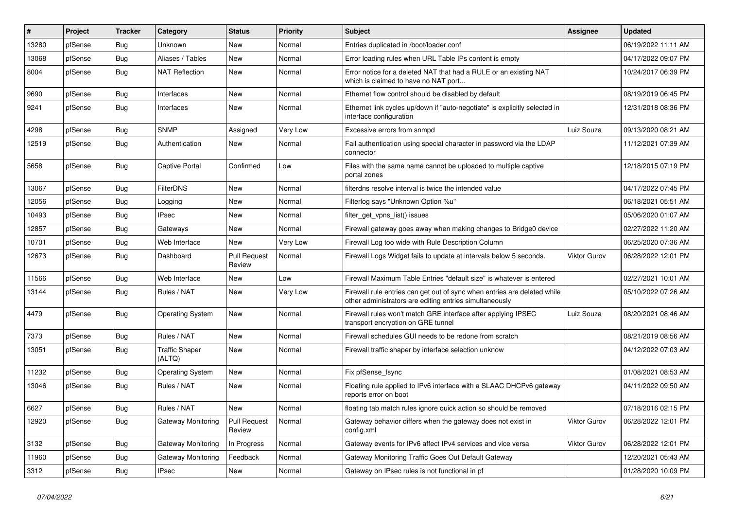| # | Project | Tracker | Category | Status | Priority | Subject | Assignee | Updated |
|---|---|---|---|---|---|---|---|---|
| 13280 | pfSense | Bug | Unknown | New | Normal | Entries duplicated in /boot/loader.conf | | 06/19/2022 11:11 AM |
| 13068 | pfSense | Bug | Aliases / Tables | New | Normal | Error loading rules when URL Table IPs content is empty | | 04/17/2022 09:07 PM |
| 8004 | pfSense | Bug | NAT Reflection | New | Normal | Error notice for a deleted NAT that had a RULE or an existing NAT which is claimed to have no NAT port... | | 10/24/2017 06:39 PM |
| 9690 | pfSense | Bug | Interfaces | New | Normal | Ethernet flow control should be disabled by default | | 08/19/2019 06:45 PM |
| 9241 | pfSense | Bug | Interfaces | New | Normal | Ethernet link cycles up/down if "auto-negotiate" is explicitly selected in interface configuration | | 12/31/2018 08:36 PM |
| 4298 | pfSense | Bug | SNMP | Assigned | Very Low | Excessive errors from snmpd | Luiz Souza | 09/13/2020 08:21 AM |
| 12519 | pfSense | Bug | Authentication | New | Normal | Fail authentication using special character in password via the LDAP connector | | 11/12/2021 07:39 AM |
| 5658 | pfSense | Bug | Captive Portal | Confirmed | Low | Files with the same name cannot be uploaded to multiple captive portal zones | | 12/18/2015 07:19 PM |
| 13067 | pfSense | Bug | FilterDNS | New | Normal | filterdns resolve interval is twice the intended value | | 04/17/2022 07:45 PM |
| 12056 | pfSense | Bug | Logging | New | Normal | Filterlog says "Unknown Option %u" | | 06/18/2021 05:51 AM |
| 10493 | pfSense | Bug | IPsec | New | Normal | filter_get_vpns_list() issues | | 05/06/2020 01:07 AM |
| 12857 | pfSense | Bug | Gateways | New | Normal | Firewall gateway goes away when making changes to Bridge0 device | | 02/27/2022 11:20 AM |
| 10701 | pfSense | Bug | Web Interface | New | Very Low | Firewall Log too wide with Rule Description Column | | 06/25/2020 07:36 AM |
| 12673 | pfSense | Bug | Dashboard | Pull Request Review | Normal | Firewall Logs Widget fails to update at intervals below 5 seconds. | Viktor Gurov | 06/28/2022 12:01 PM |
| 11566 | pfSense | Bug | Web Interface | New | Low | Firewall Maximum Table Entries "default size" is whatever is entered | | 02/27/2021 10:01 AM |
| 13144 | pfSense | Bug | Rules / NAT | New | Very Low | Firewall rule entries can get out of sync when entries are deleted while other administrators are editing entries simultaneously | | 05/10/2022 07:26 AM |
| 4479 | pfSense | Bug | Operating System | New | Normal | Firewall rules won't match GRE interface after applying IPSEC transport encryption on GRE tunnel | Luiz Souza | 08/20/2021 08:46 AM |
| 7373 | pfSense | Bug | Rules / NAT | New | Normal | Firewall schedules GUI needs to be redone from scratch | | 08/21/2019 08:56 AM |
| 13051 | pfSense | Bug | Traffic Shaper (ALTQ) | New | Normal | Firewall traffic shaper by interface selection unknow | | 04/12/2022 07:03 AM |
| 11232 | pfSense | Bug | Operating System | New | Normal | Fix pfSense_fsync | | 01/08/2021 08:53 AM |
| 13046 | pfSense | Bug | Rules / NAT | New | Normal | Floating rule applied to IPv6 interface with a SLAAC DHCPv6 gateway reports error on boot | | 04/11/2022 09:50 AM |
| 6627 | pfSense | Bug | Rules / NAT | New | Normal | floating tab match rules ignore quick action so should be removed | | 07/18/2016 02:15 PM |
| 12920 | pfSense | Bug | Gateway Monitoring | Pull Request Review | Normal | Gateway behavior differs when the gateway does not exist in config.xml | Viktor Gurov | 06/28/2022 12:01 PM |
| 3132 | pfSense | Bug | Gateway Monitoring | In Progress | Normal | Gateway events for IPv6 affect IPv4 services and vice versa | Viktor Gurov | 06/28/2022 12:01 PM |
| 11960 | pfSense | Bug | Gateway Monitoring | Feedback | Normal | Gateway Monitoring Traffic Goes Out Default Gateway | | 12/20/2021 05:43 AM |
| 3312 | pfSense | Bug | IPsec | New | Normal | Gateway on IPsec rules is not functional in pf | | 01/28/2020 10:09 PM |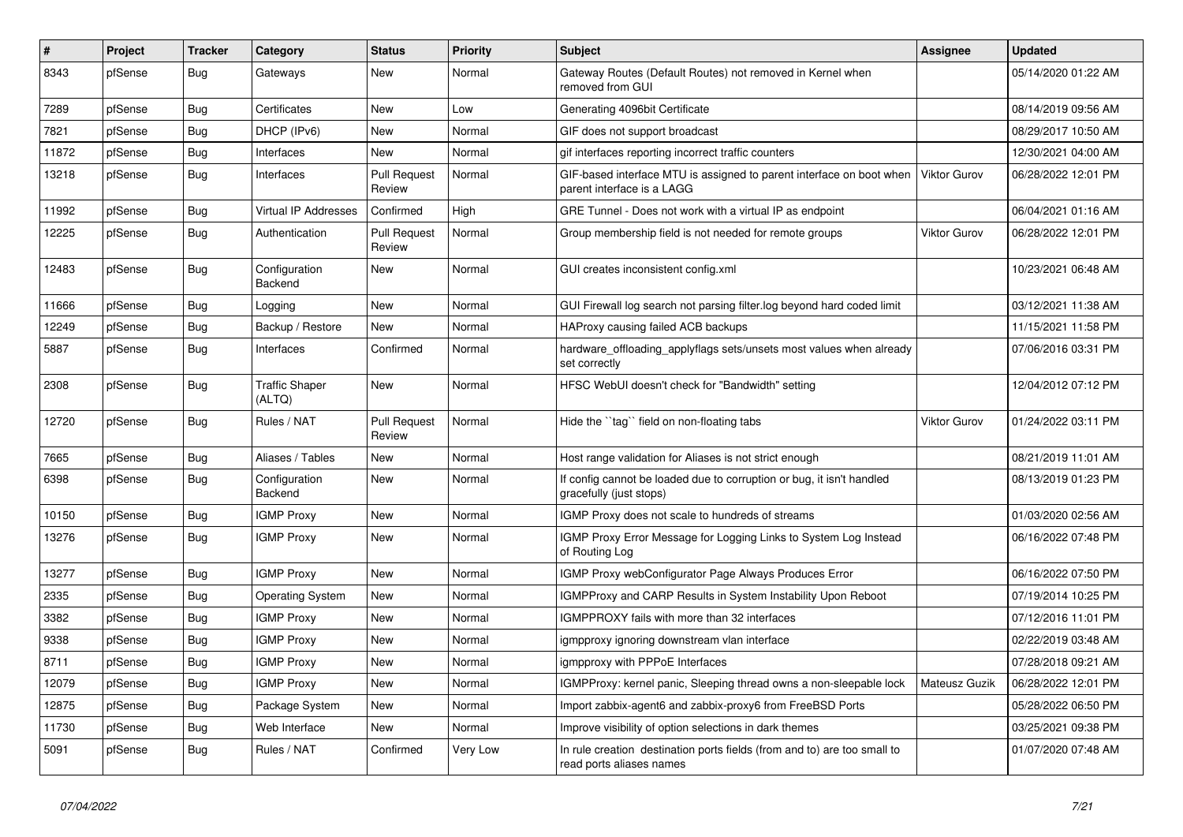| # | Project | Tracker | Category | Status | Priority | Subject | Assignee | Updated |
|---|---|---|---|---|---|---|---|---|
| 8343 | pfSense | Bug | Gateways | New | Normal | Gateway Routes (Default Routes) not removed in Kernel when removed from GUI | | 05/14/2020 01:22 AM |
| 7289 | pfSense | Bug | Certificates | New | Low | Generating 4096bit Certificate | | 08/14/2019 09:56 AM |
| 7821 | pfSense | Bug | DHCP (IPv6) | New | Normal | GIF does not support broadcast | | 08/29/2017 10:50 AM |
| 11872 | pfSense | Bug | Interfaces | New | Normal | gif interfaces reporting incorrect traffic counters | | 12/30/2021 04:00 AM |
| 13218 | pfSense | Bug | Interfaces | Pull Request Review | Normal | GIF-based interface MTU is assigned to parent interface on boot when parent interface is a LAGG | Viktor Gurov | 06/28/2022 12:01 PM |
| 11992 | pfSense | Bug | Virtual IP Addresses | Confirmed | High | GRE Tunnel - Does not work with a virtual IP as endpoint | | 06/04/2021 01:16 AM |
| 12225 | pfSense | Bug | Authentication | Pull Request Review | Normal | Group membership field is not needed for remote groups | Viktor Gurov | 06/28/2022 12:01 PM |
| 12483 | pfSense | Bug | Configuration Backend | New | Normal | GUI creates inconsistent config.xml | | 10/23/2021 06:48 AM |
| 11666 | pfSense | Bug | Logging | New | Normal | GUI Firewall log search not parsing filter.log beyond hard coded limit | | 03/12/2021 11:38 AM |
| 12249 | pfSense | Bug | Backup / Restore | New | Normal | HAProxy causing failed ACB backups | | 11/15/2021 11:58 PM |
| 5887 | pfSense | Bug | Interfaces | Confirmed | Normal | hardware_offloading_applyflags sets/unsets most values when already set correctly | | 07/06/2016 03:31 PM |
| 2308 | pfSense | Bug | Traffic Shaper (ALTQ) | New | Normal | HFSC WebUI doesn't check for "Bandwidth" setting | | 12/04/2012 07:12 PM |
| 12720 | pfSense | Bug | Rules / NAT | Pull Request Review | Normal | Hide the ``tag`` field on non-floating tabs | Viktor Gurov | 01/24/2022 03:11 PM |
| 7665 | pfSense | Bug | Aliases / Tables | New | Normal | Host range validation for Aliases is not strict enough | | 08/21/2019 11:01 AM |
| 6398 | pfSense | Bug | Configuration Backend | New | Normal | If config cannot be loaded due to corruption or bug, it isn't handled gracefully (just stops) | | 08/13/2019 01:23 PM |
| 10150 | pfSense | Bug | IGMP Proxy | New | Normal | IGMP Proxy does not scale to hundreds of streams | | 01/03/2020 02:56 AM |
| 13276 | pfSense | Bug | IGMP Proxy | New | Normal | IGMP Proxy Error Message for Logging Links to System Log Instead of Routing Log | | 06/16/2022 07:48 PM |
| 13277 | pfSense | Bug | IGMP Proxy | New | Normal | IGMP Proxy webConfigurator Page Always Produces Error | | 06/16/2022 07:50 PM |
| 2335 | pfSense | Bug | Operating System | New | Normal | IGMPProxy and CARP Results in System Instability Upon Reboot | | 07/19/2014 10:25 PM |
| 3382 | pfSense | Bug | IGMP Proxy | New | Normal | IGMPPROXY fails with more than 32 interfaces | | 07/12/2016 11:01 PM |
| 9338 | pfSense | Bug | IGMP Proxy | New | Normal | igmpproxy ignoring downstream vlan interface | | 02/22/2019 03:48 AM |
| 8711 | pfSense | Bug | IGMP Proxy | New | Normal | igmpproxy with PPPoE Interfaces | | 07/28/2018 09:21 AM |
| 12079 | pfSense | Bug | IGMP Proxy | New | Normal | IGMPProxy: kernel panic, Sleeping thread owns a non-sleepable lock | Mateusz Guzik | 06/28/2022 12:01 PM |
| 12875 | pfSense | Bug | Package System | New | Normal | Import zabbix-agent6 and zabbix-proxy6 from FreeBSD Ports | | 05/28/2022 06:50 PM |
| 11730 | pfSense | Bug | Web Interface | New | Normal | Improve visibility of option selections in dark themes | | 03/25/2021 09:38 PM |
| 5091 | pfSense | Bug | Rules / NAT | Confirmed | Very Low | In rule creation destination ports fields (from and to) are too small to read ports aliases names | | 01/07/2020 07:48 AM |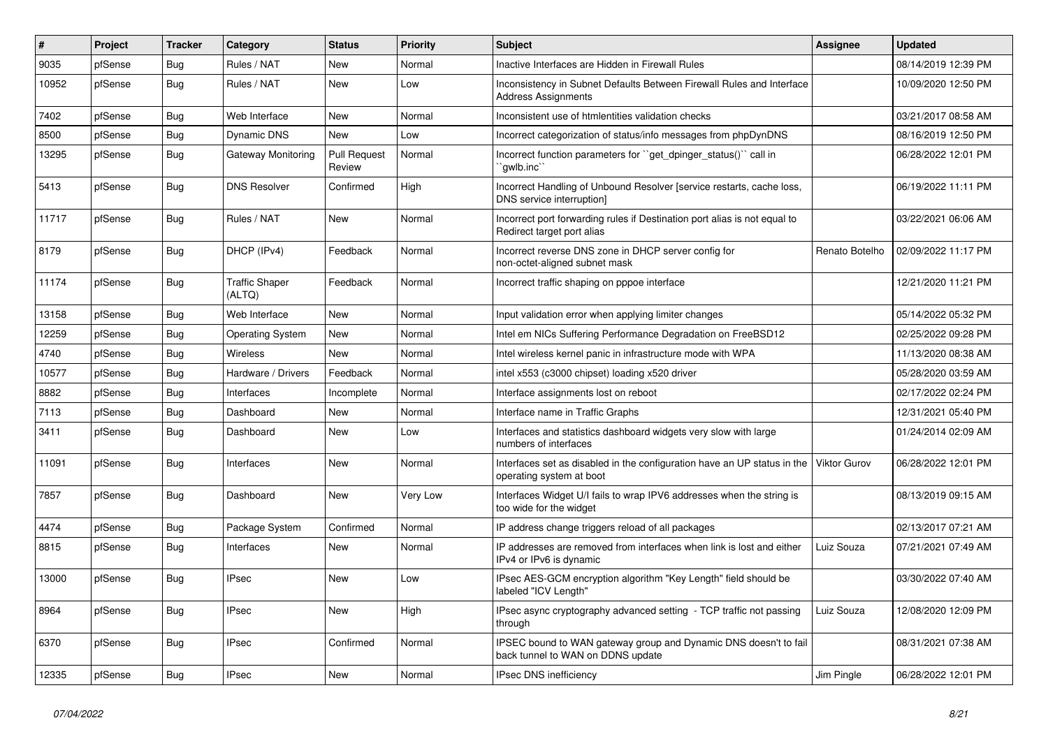| # | Project | Tracker | Category | Status | Priority | Subject | Assignee | Updated |
|---|---|---|---|---|---|---|---|---|
| 9035 | pfSense | Bug | Rules / NAT | New | Normal | Inactive Interfaces are Hidden in Firewall Rules | | 08/14/2019 12:39 PM |
| 10952 | pfSense | Bug | Rules / NAT | New | Low | Inconsistency in Subnet Defaults Between Firewall Rules and Interface Address Assignments | | 10/09/2020 12:50 PM |
| 7402 | pfSense | Bug | Web Interface | New | Normal | Inconsistent use of htmlentities validation checks | | 03/21/2017 08:58 AM |
| 8500 | pfSense | Bug | Dynamic DNS | New | Low | Incorrect categorization of status/info messages from phpDynDNS | | 08/16/2019 12:50 PM |
| 13295 | pfSense | Bug | Gateway Monitoring | Pull Request Review | Normal | Incorrect function parameters for ``get_dpinger_status()`` call in ``gwlb.inc`` | | 06/28/2022 12:01 PM |
| 5413 | pfSense | Bug | DNS Resolver | Confirmed | High | Incorrect Handling of Unbound Resolver [service restarts, cache loss, DNS service interruption] | | 06/19/2022 11:11 PM |
| 11717 | pfSense | Bug | Rules / NAT | New | Normal | Incorrect port forwarding rules if Destination port alias is not equal to Redirect target port alias | | 03/22/2021 06:06 AM |
| 8179 | pfSense | Bug | DHCP (IPv4) | Feedback | Normal | Incorrect reverse DNS zone in DHCP server config for non-octet-aligned subnet mask | Renato Botelho | 02/09/2022 11:17 PM |
| 11174 | pfSense | Bug | Traffic Shaper (ALTQ) | Feedback | Normal | Incorrect traffic shaping on pppoe interface | | 12/21/2020 11:21 PM |
| 13158 | pfSense | Bug | Web Interface | New | Normal | Input validation error when applying limiter changes | | 05/14/2022 05:32 PM |
| 12259 | pfSense | Bug | Operating System | New | Normal | Intel em NICs Suffering Performance Degradation on FreeBSD12 | | 02/25/2022 09:28 PM |
| 4740 | pfSense | Bug | Wireless | New | Normal | Intel wireless kernel panic in infrastructure mode with WPA | | 11/13/2020 08:38 AM |
| 10577 | pfSense | Bug | Hardware / Drivers | Feedback | Normal | intel x553 (c3000 chipset) loading x520 driver | | 05/28/2020 03:59 AM |
| 8882 | pfSense | Bug | Interfaces | Incomplete | Normal | Interface assignments lost on reboot | | 02/17/2022 02:24 PM |
| 7113 | pfSense | Bug | Dashboard | New | Normal | Interface name in Traffic Graphs | | 12/31/2021 05:40 PM |
| 3411 | pfSense | Bug | Dashboard | New | Low | Interfaces and statistics dashboard widgets very slow with large numbers of interfaces | | 01/24/2014 02:09 AM |
| 11091 | pfSense | Bug | Interfaces | New | Normal | Interfaces set as disabled in the configuration have an UP status in the operating system at boot | Viktor Gurov | 06/28/2022 12:01 PM |
| 7857 | pfSense | Bug | Dashboard | New | Very Low | Interfaces Widget U/I fails to wrap IPV6 addresses when the string is too wide for the widget | | 08/13/2019 09:15 AM |
| 4474 | pfSense | Bug | Package System | Confirmed | Normal | IP address change triggers reload of all packages | | 02/13/2017 07:21 AM |
| 8815 | pfSense | Bug | Interfaces | New | Normal | IP addresses are removed from interfaces when link is lost and either IPv4 or IPv6 is dynamic | Luiz Souza | 07/21/2021 07:49 AM |
| 13000 | pfSense | Bug | IPsec | New | Low | IPsec AES-GCM encryption algorithm "Key Length" field should be labeled "ICV Length" | | 03/30/2022 07:40 AM |
| 8964 | pfSense | Bug | IPsec | New | High | IPsec async cryptography advanced setting - TCP traffic not passing through | Luiz Souza | 12/08/2020 12:09 PM |
| 6370 | pfSense | Bug | IPsec | Confirmed | Normal | IPSEC bound to WAN gateway group and Dynamic DNS doesn't to fail back tunnel to WAN on DDNS update | | 08/31/2021 07:38 AM |
| 12335 | pfSense | Bug | IPsec | New | Normal | IPsec DNS inefficiency | Jim Pingle | 06/28/2022 12:01 PM |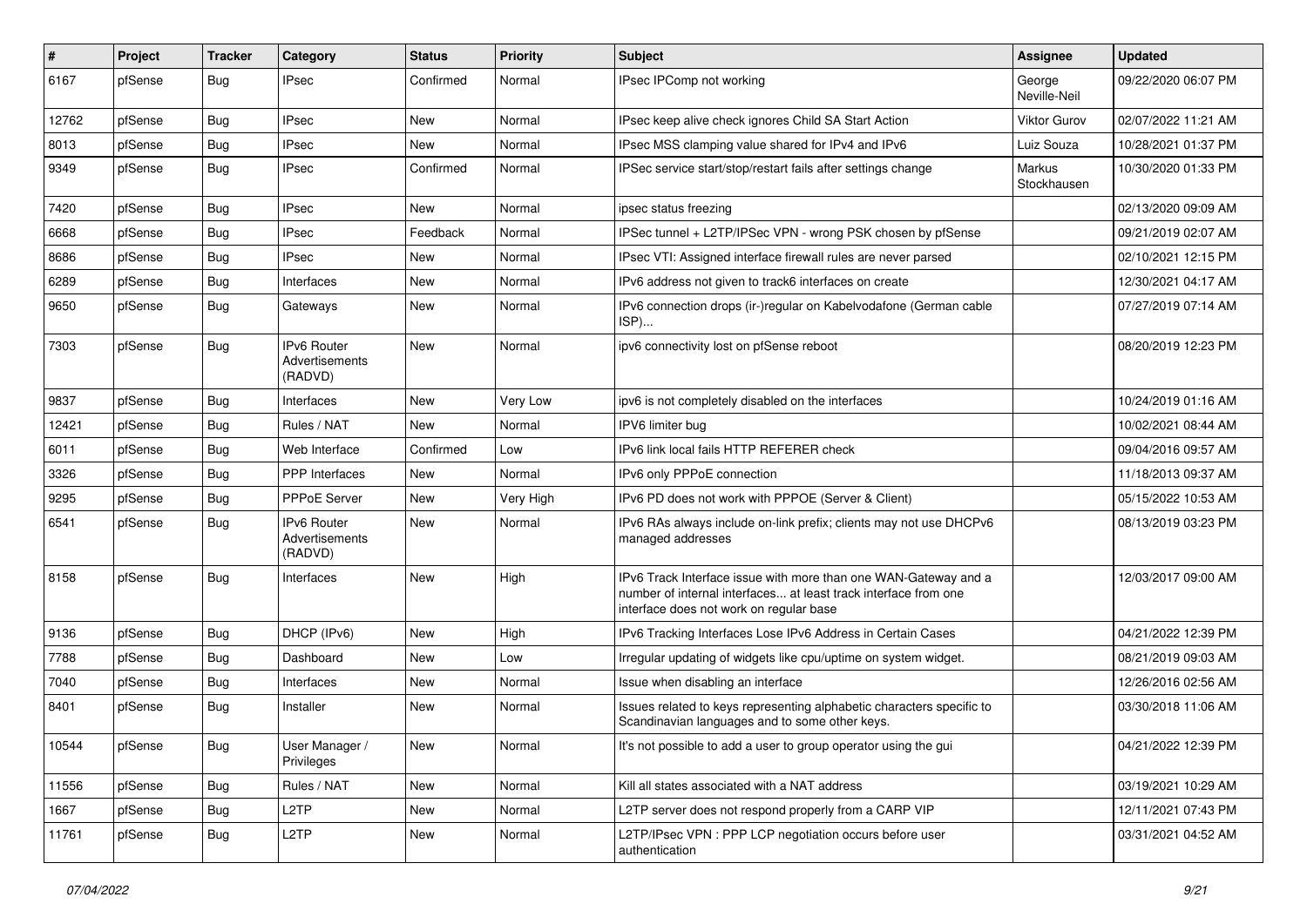| # | Project | Tracker | Category | Status | Priority | Subject | Assignee | Updated |
|---|---|---|---|---|---|---|---|---|
| 6167 | pfSense | Bug | IPsec | Confirmed | Normal | IPsec IPComp not working | George Neville-Neil | 09/22/2020 06:07 PM |
| 12762 | pfSense | Bug | IPsec | New | Normal | IPsec keep alive check ignores Child SA Start Action | Viktor Gurov | 02/07/2022 11:21 AM |
| 8013 | pfSense | Bug | IPsec | New | Normal | IPsec MSS clamping value shared for IPv4 and IPv6 | Luiz Souza | 10/28/2021 01:37 PM |
| 9349 | pfSense | Bug | IPsec | Confirmed | Normal | IPSec service start/stop/restart fails after settings change | Markus Stockhausen | 10/30/2020 01:33 PM |
| 7420 | pfSense | Bug | IPsec | New | Normal | ipsec status freezing | | 02/13/2020 09:09 AM |
| 6668 | pfSense | Bug | IPsec | Feedback | Normal | IPSec tunnel + L2TP/IPSec VPN - wrong PSK chosen by pfSense | | 09/21/2019 02:07 AM |
| 8686 | pfSense | Bug | IPsec | New | Normal | IPsec VTI: Assigned interface firewall rules are never parsed | | 02/10/2021 12:15 PM |
| 6289 | pfSense | Bug | Interfaces | New | Normal | IPv6 address not given to track6 interfaces on create | | 12/30/2021 04:17 AM |
| 9650 | pfSense | Bug | Gateways | New | Normal | IPv6 connection drops (ir-)regular on Kabelvodafone (German cable ISP)... | | 07/27/2019 07:14 AM |
| 7303 | pfSense | Bug | IPv6 Router Advertisements (RADVD) | New | Normal | ipv6 connectivity lost on pfSense reboot | | 08/20/2019 12:23 PM |
| 9837 | pfSense | Bug | Interfaces | New | Very Low | ipv6 is not completely disabled on the interfaces | | 10/24/2019 01:16 AM |
| 12421 | pfSense | Bug | Rules / NAT | New | Normal | IPV6 limiter bug | | 10/02/2021 08:44 AM |
| 6011 | pfSense | Bug | Web Interface | Confirmed | Low | IPv6 link local fails HTTP REFERER check | | 09/04/2016 09:57 AM |
| 3326 | pfSense | Bug | PPP Interfaces | New | Normal | IPv6 only PPPoE connection | | 11/18/2013 09:37 AM |
| 9295 | pfSense | Bug | PPPoE Server | New | Very High | IPv6 PD does not work with PPPOE (Server & Client) | | 05/15/2022 10:53 AM |
| 6541 | pfSense | Bug | IPv6 Router Advertisements (RADVD) | New | Normal | IPv6 RAs always include on-link prefix; clients may not use DHCPv6 managed addresses | | 08/13/2019 03:23 PM |
| 8158 | pfSense | Bug | Interfaces | New | High | IPv6 Track Interface issue with more than one WAN-Gateway and a number of internal interfaces... at least track interface from one interface does not work on regular base | | 12/03/2017 09:00 AM |
| 9136 | pfSense | Bug | DHCP (IPv6) | New | High | IPv6 Tracking Interfaces Lose IPv6 Address in Certain Cases | | 04/21/2022 12:39 PM |
| 7788 | pfSense | Bug | Dashboard | New | Low | Irregular updating of widgets like cpu/uptime on system widget. | | 08/21/2019 09:03 AM |
| 7040 | pfSense | Bug | Interfaces | New | Normal | Issue when disabling an interface | | 12/26/2016 02:56 AM |
| 8401 | pfSense | Bug | Installer | New | Normal | Issues related to keys representing alphabetic characters specific to Scandinavian languages and to some other keys. | | 03/30/2018 11:06 AM |
| 10544 | pfSense | Bug | User Manager / Privileges | New | Normal | It's not possible to add a user to group operator using the gui | | 04/21/2022 12:39 PM |
| 11556 | pfSense | Bug | Rules / NAT | New | Normal | Kill all states associated with a NAT address | | 03/19/2021 10:29 AM |
| 1667 | pfSense | Bug | L2TP | New | Normal | L2TP server does not respond properly from a CARP VIP | | 12/11/2021 07:43 PM |
| 11761 | pfSense | Bug | L2TP | New | Normal | L2TP/IPsec VPN : PPP LCP negotiation occurs before user authentication | | 03/31/2021 04:52 AM |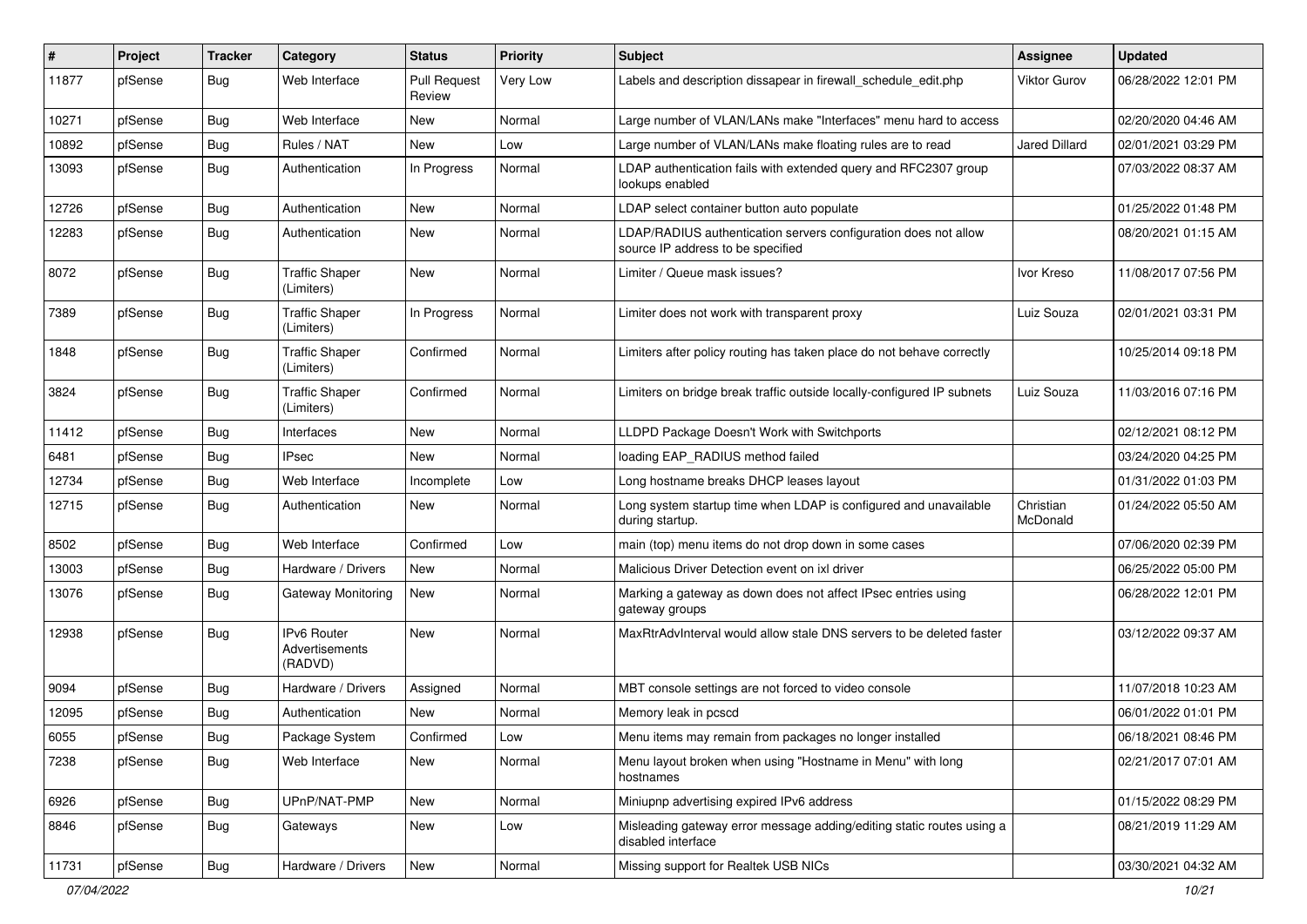| # | Project | Tracker | Category | Status | Priority | Subject | Assignee | Updated |
|---|---|---|---|---|---|---|---|---|
| 11877 | pfSense | Bug | Web Interface | Pull Request Review | Very Low | Labels and description dissapear in firewall_schedule_edit.php | Viktor Gurov | 06/28/2022 12:01 PM |
| 10271 | pfSense | Bug | Web Interface | New | Normal | Large number of VLAN/LANs make "Interfaces" menu hard to access | | 02/20/2020 04:46 AM |
| 10892 | pfSense | Bug | Rules / NAT | New | Low | Large number of VLAN/LANs make floating rules are to read | Jared Dillard | 02/01/2021 03:29 PM |
| 13093 | pfSense | Bug | Authentication | In Progress | Normal | LDAP authentication fails with extended query and RFC2307 group lookups enabled | | 07/03/2022 08:37 AM |
| 12726 | pfSense | Bug | Authentication | New | Normal | LDAP select container button auto populate | | 01/25/2022 01:48 PM |
| 12283 | pfSense | Bug | Authentication | New | Normal | LDAP/RADIUS authentication servers configuration does not allow source IP address to be specified | | 08/20/2021 01:15 AM |
| 8072 | pfSense | Bug | Traffic Shaper (Limiters) | New | Normal | Limiter / Queue mask issues? | Ivor Kreso | 11/08/2017 07:56 PM |
| 7389 | pfSense | Bug | Traffic Shaper (Limiters) | In Progress | Normal | Limiter does not work with transparent proxy | Luiz Souza | 02/01/2021 03:31 PM |
| 1848 | pfSense | Bug | Traffic Shaper (Limiters) | Confirmed | Normal | Limiters after policy routing has taken place do not behave correctly | | 10/25/2014 09:18 PM |
| 3824 | pfSense | Bug | Traffic Shaper (Limiters) | Confirmed | Normal | Limiters on bridge break traffic outside locally-configured IP subnets | Luiz Souza | 11/03/2016 07:16 PM |
| 11412 | pfSense | Bug | Interfaces | New | Normal | LLDPD Package Doesn't Work with Switchports | | 02/12/2021 08:12 PM |
| 6481 | pfSense | Bug | IPsec | New | Normal | loading EAP_RADIUS method failed | | 03/24/2020 04:25 PM |
| 12734 | pfSense | Bug | Web Interface | Incomplete | Low | Long hostname breaks DHCP leases layout | | 01/31/2022 01:03 PM |
| 12715 | pfSense | Bug | Authentication | New | Normal | Long system startup time when LDAP is configured and unavailable during startup. | Christian McDonald | 01/24/2022 05:50 AM |
| 8502 | pfSense | Bug | Web Interface | Confirmed | Low | main (top) menu items do not drop down in some cases | | 07/06/2020 02:39 PM |
| 13003 | pfSense | Bug | Hardware / Drivers | New | Normal | Malicious Driver Detection event on ixl driver | | 06/25/2022 05:00 PM |
| 13076 | pfSense | Bug | Gateway Monitoring | New | Normal | Marking a gateway as down does not affect IPsec entries using gateway groups | | 06/28/2022 12:01 PM |
| 12938 | pfSense | Bug | IPv6 Router Advertisements (RADVD) | New | Normal | MaxRtrAdvInterval would allow stale DNS servers to be deleted faster | | 03/12/2022 09:37 AM |
| 9094 | pfSense | Bug | Hardware / Drivers | Assigned | Normal | MBT console settings are not forced to video console | | 11/07/2018 10:23 AM |
| 12095 | pfSense | Bug | Authentication | New | Normal | Memory leak in pcscd | | 06/01/2022 01:01 PM |
| 6055 | pfSense | Bug | Package System | Confirmed | Low | Menu items may remain from packages no longer installed | | 06/18/2021 08:46 PM |
| 7238 | pfSense | Bug | Web Interface | New | Normal | Menu layout broken when using "Hostname in Menu" with long hostnames | | 02/21/2017 07:01 AM |
| 6926 | pfSense | Bug | UPnP/NAT-PMP | New | Normal | Miniupnp advertising expired IPv6 address | | 01/15/2022 08:29 PM |
| 8846 | pfSense | Bug | Gateways | New | Low | Misleading gateway error message adding/editing static routes using a disabled interface | | 08/21/2019 11:29 AM |
| 11731 | pfSense | Bug | Hardware / Drivers | New | Normal | Missing support for Realtek USB NICs | | 03/30/2021 04:32 AM |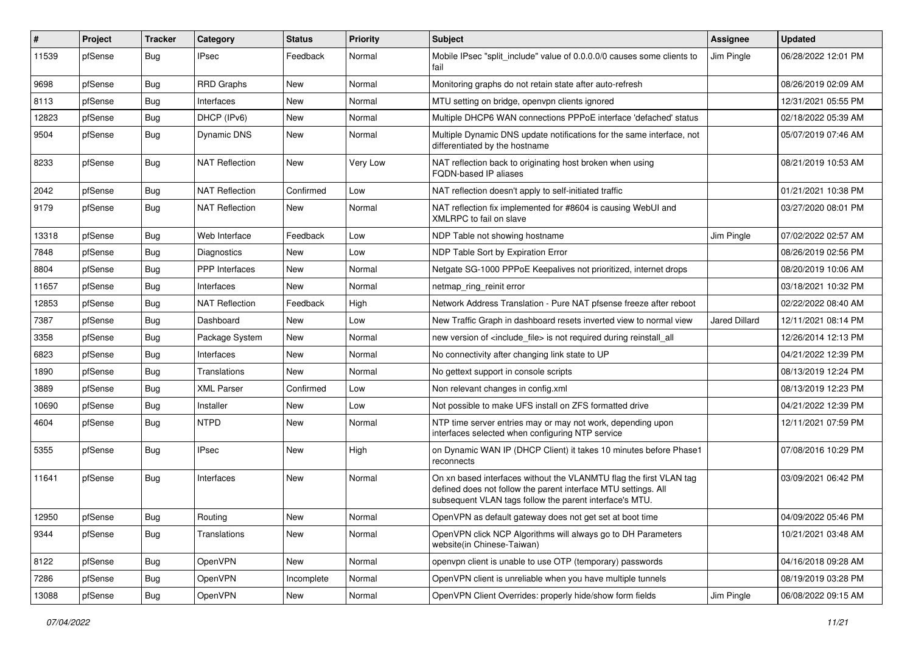| # | Project | Tracker | Category | Status | Priority | Subject | Assignee | Updated |
|---|---|---|---|---|---|---|---|---|
| 11539 | pfSense | Bug | IPsec | Feedback | Normal | Mobile IPsec "split_include" value of 0.0.0.0/0 causes some clients to fail | Jim Pingle | 06/28/2022 12:01 PM |
| 9698 | pfSense | Bug | RRD Graphs | New | Normal | Monitoring graphs do not retain state after auto-refresh | | 08/26/2019 02:09 AM |
| 8113 | pfSense | Bug | Interfaces | New | Normal | MTU setting on bridge, openvpn clients ignored | | 12/31/2021 05:55 PM |
| 12823 | pfSense | Bug | DHCP (IPv6) | New | Normal | Multiple DHCP6 WAN connections PPPoE interface 'defached' status | | 02/18/2022 05:39 AM |
| 9504 | pfSense | Bug | Dynamic DNS | New | Normal | Multiple Dynamic DNS update notifications for the same interface, not differentiated by the hostname | | 05/07/2019 07:46 AM |
| 8233 | pfSense | Bug | NAT Reflection | New | Very Low | NAT reflection back to originating host broken when using FQDN-based IP aliases | | 08/21/2019 10:53 AM |
| 2042 | pfSense | Bug | NAT Reflection | Confirmed | Low | NAT reflection doesn't apply to self-initiated traffic | | 01/21/2021 10:38 PM |
| 9179 | pfSense | Bug | NAT Reflection | New | Normal | NAT reflection fix implemented for #8604 is causing WebUI and XMLRPC to fail on slave | | 03/27/2020 08:01 PM |
| 13318 | pfSense | Bug | Web Interface | Feedback | Low | NDP Table not showing hostname | Jim Pingle | 07/02/2022 02:57 AM |
| 7848 | pfSense | Bug | Diagnostics | New | Low | NDP Table Sort by Expiration Error | | 08/26/2019 02:56 PM |
| 8804 | pfSense | Bug | PPP Interfaces | New | Normal | Netgate SG-1000 PPPoE Keepalives not prioritized, internet drops | | 08/20/2019 10:06 AM |
| 11657 | pfSense | Bug | Interfaces | New | Normal | netmap_ring_reinit error | | 03/18/2021 10:32 PM |
| 12853 | pfSense | Bug | NAT Reflection | Feedback | High | Network Address Translation - Pure NAT pfsense freeze after reboot | | 02/22/2022 08:40 AM |
| 7387 | pfSense | Bug | Dashboard | New | Low | New Traffic Graph in dashboard resets inverted view to normal view | Jared Dillard | 12/11/2021 08:14 PM |
| 3358 | pfSense | Bug | Package System | New | Normal | new version of <include_file> is not required during reinstall_all | | 12/26/2014 12:13 PM |
| 6823 | pfSense | Bug | Interfaces | New | Normal | No connectivity after changing link state to UP | | 04/21/2022 12:39 PM |
| 1890 | pfSense | Bug | Translations | New | Normal | No gettext support in console scripts | | 08/13/2019 12:24 PM |
| 3889 | pfSense | Bug | XML Parser | Confirmed | Low | Non relevant changes in config.xml | | 08/13/2019 12:23 PM |
| 10690 | pfSense | Bug | Installer | New | Low | Not possible to make UFS install on ZFS formatted drive | | 04/21/2022 12:39 PM |
| 4604 | pfSense | Bug | NTPD | New | Normal | NTP time server entries may or may not work, depending upon interfaces selected when configuring NTP service | | 12/11/2021 07:59 PM |
| 5355 | pfSense | Bug | IPsec | New | High | on Dynamic WAN IP (DHCP Client) it takes 10 minutes before Phase1 reconnects | | 07/08/2016 10:29 PM |
| 11641 | pfSense | Bug | Interfaces | New | Normal | On xn based interfaces without the VLANMTU flag the first VLAN tag defined does not follow the parent interface MTU settings. All subsequent VLAN tags follow the parent interface's MTU. | | 03/09/2021 06:42 PM |
| 12950 | pfSense | Bug | Routing | New | Normal | OpenVPN as default gateway does not get set at boot time | | 04/09/2022 05:46 PM |
| 9344 | pfSense | Bug | Translations | New | Normal | OpenVPN click NCP Algorithms will always go to DH Parameters website(in Chinese-Taiwan) | | 10/21/2021 03:48 AM |
| 8122 | pfSense | Bug | OpenVPN | New | Normal | openvpn client is unable to use OTP (temporary) passwords | | 04/16/2018 09:28 AM |
| 7286 | pfSense | Bug | OpenVPN | Incomplete | Normal | OpenVPN client is unreliable when you have multiple tunnels | | 08/19/2019 03:28 PM |
| 13088 | pfSense | Bug | OpenVPN | New | Normal | OpenVPN Client Overrides: properly hide/show form fields | Jim Pingle | 06/08/2022 09:15 AM |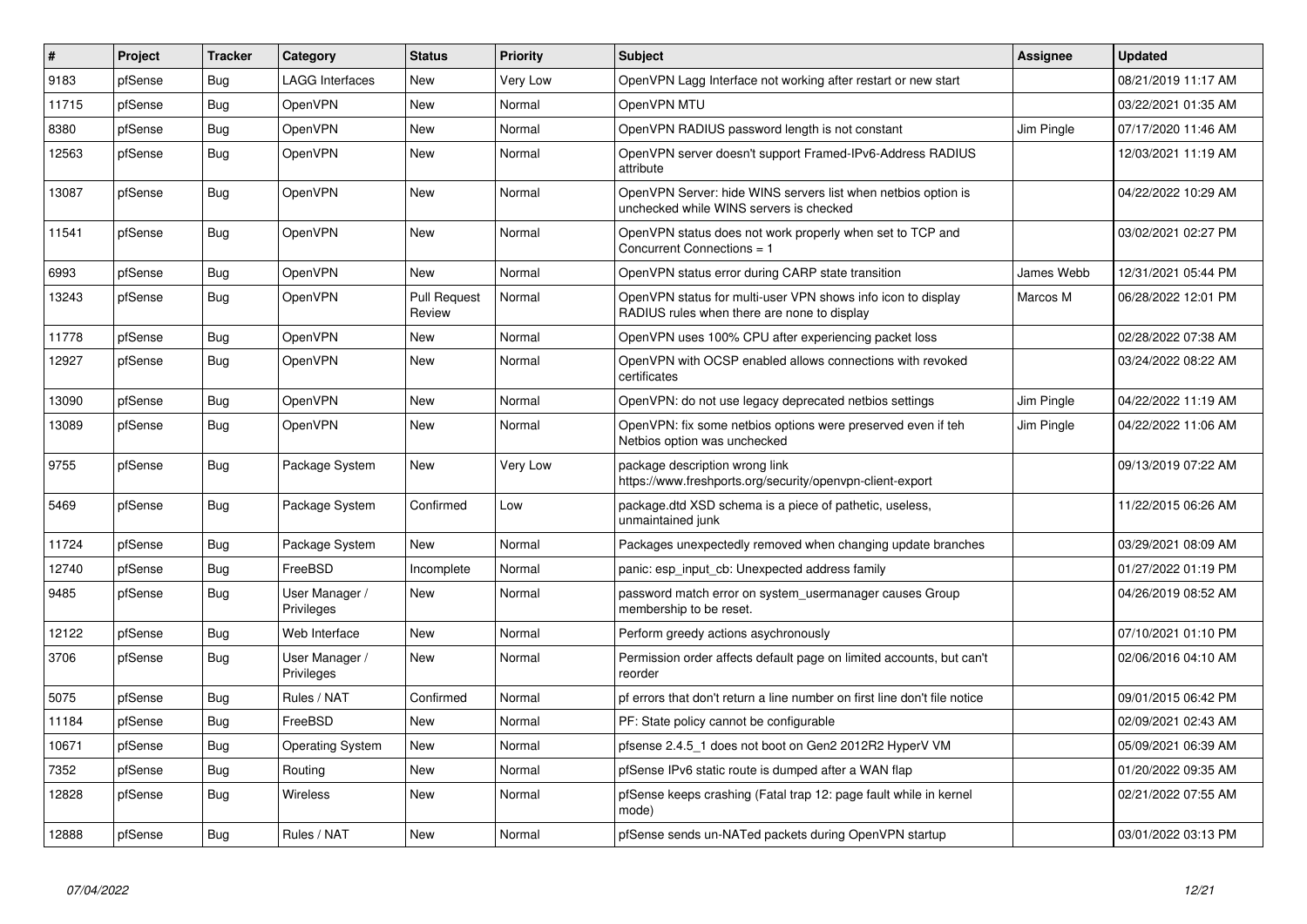| # | Project | Tracker | Category | Status | Priority | Subject | Assignee | Updated |
|---|---|---|---|---|---|---|---|---|
| 9183 | pfSense | Bug | LAGG Interfaces | New | Very Low | OpenVPN Lagg Interface not working after restart or new start | | 08/21/2019 11:17 AM |
| 11715 | pfSense | Bug | OpenVPN | New | Normal | OpenVPN MTU | | 03/22/2021 01:35 AM |
| 8380 | pfSense | Bug | OpenVPN | New | Normal | OpenVPN RADIUS password length is not constant | Jim Pingle | 07/17/2020 11:46 AM |
| 12563 | pfSense | Bug | OpenVPN | New | Normal | OpenVPN server doesn't support Framed-IPv6-Address RADIUS attribute | | 12/03/2021 11:19 AM |
| 13087 | pfSense | Bug | OpenVPN | New | Normal | OpenVPN Server: hide WINS servers list when netbios option is unchecked while WINS servers is checked | | 04/22/2022 10:29 AM |
| 11541 | pfSense | Bug | OpenVPN | New | Normal | OpenVPN status does not work properly when set to TCP and Concurrent Connections = 1 | | 03/02/2021 02:27 PM |
| 6993 | pfSense | Bug | OpenVPN | New | Normal | OpenVPN status error during CARP state transition | James Webb | 12/31/2021 05:44 PM |
| 13243 | pfSense | Bug | OpenVPN | Pull Request Review | Normal | OpenVPN status for multi-user VPN shows info icon to display RADIUS rules when there are none to display | Marcos M | 06/28/2022 12:01 PM |
| 11778 | pfSense | Bug | OpenVPN | New | Normal | OpenVPN uses 100% CPU after experiencing packet loss | | 02/28/2022 07:38 AM |
| 12927 | pfSense | Bug | OpenVPN | New | Normal | OpenVPN with OCSP enabled allows connections with revoked certificates | | 03/24/2022 08:22 AM |
| 13090 | pfSense | Bug | OpenVPN | New | Normal | OpenVPN: do not use legacy deprecated netbios settings | Jim Pingle | 04/22/2022 11:19 AM |
| 13089 | pfSense | Bug | OpenVPN | New | Normal | OpenVPN: fix some netbios options were preserved even if teh Netbios option was unchecked | Jim Pingle | 04/22/2022 11:06 AM |
| 9755 | pfSense | Bug | Package System | New | Very Low | package description wrong link https://www.freshports.org/security/openvpn-client-export | | 09/13/2019 07:22 AM |
| 5469 | pfSense | Bug | Package System | Confirmed | Low | package.dtd XSD schema is a piece of pathetic, useless, unmaintained junk | | 11/22/2015 06:26 AM |
| 11724 | pfSense | Bug | Package System | New | Normal | Packages unexpectedly removed when changing update branches | | 03/29/2021 08:09 AM |
| 12740 | pfSense | Bug | FreeBSD | Incomplete | Normal | panic: esp_input_cb: Unexpected address family | | 01/27/2022 01:19 PM |
| 9485 | pfSense | Bug | User Manager / Privileges | New | Normal | password match error on system_usermanager causes Group membership to be reset. | | 04/26/2019 08:52 AM |
| 12122 | pfSense | Bug | Web Interface | New | Normal | Perform greedy actions asychronously | | 07/10/2021 01:10 PM |
| 3706 | pfSense | Bug | User Manager / Privileges | New | Normal | Permission order affects default page on limited accounts, but can't reorder | | 02/06/2016 04:10 AM |
| 5075 | pfSense | Bug | Rules / NAT | Confirmed | Normal | pf errors that don't return a line number on first line don't file notice | | 09/01/2015 06:42 PM |
| 11184 | pfSense | Bug | FreeBSD | New | Normal | PF: State policy cannot be configurable | | 02/09/2021 02:43 AM |
| 10671 | pfSense | Bug | Operating System | New | Normal | pfsense 2.4.5_1 does not boot on Gen2 2012R2 HyperV VM | | 05/09/2021 06:39 AM |
| 7352 | pfSense | Bug | Routing | New | Normal | pfSense IPv6 static route is dumped after a WAN flap | | 01/20/2022 09:35 AM |
| 12828 | pfSense | Bug | Wireless | New | Normal | pfSense keeps crashing (Fatal trap 12: page fault while in kernel mode) | | 02/21/2022 07:55 AM |
| 12888 | pfSense | Bug | Rules / NAT | New | Normal | pfSense sends un-NATed packets during OpenVPN startup | | 03/01/2022 03:13 PM |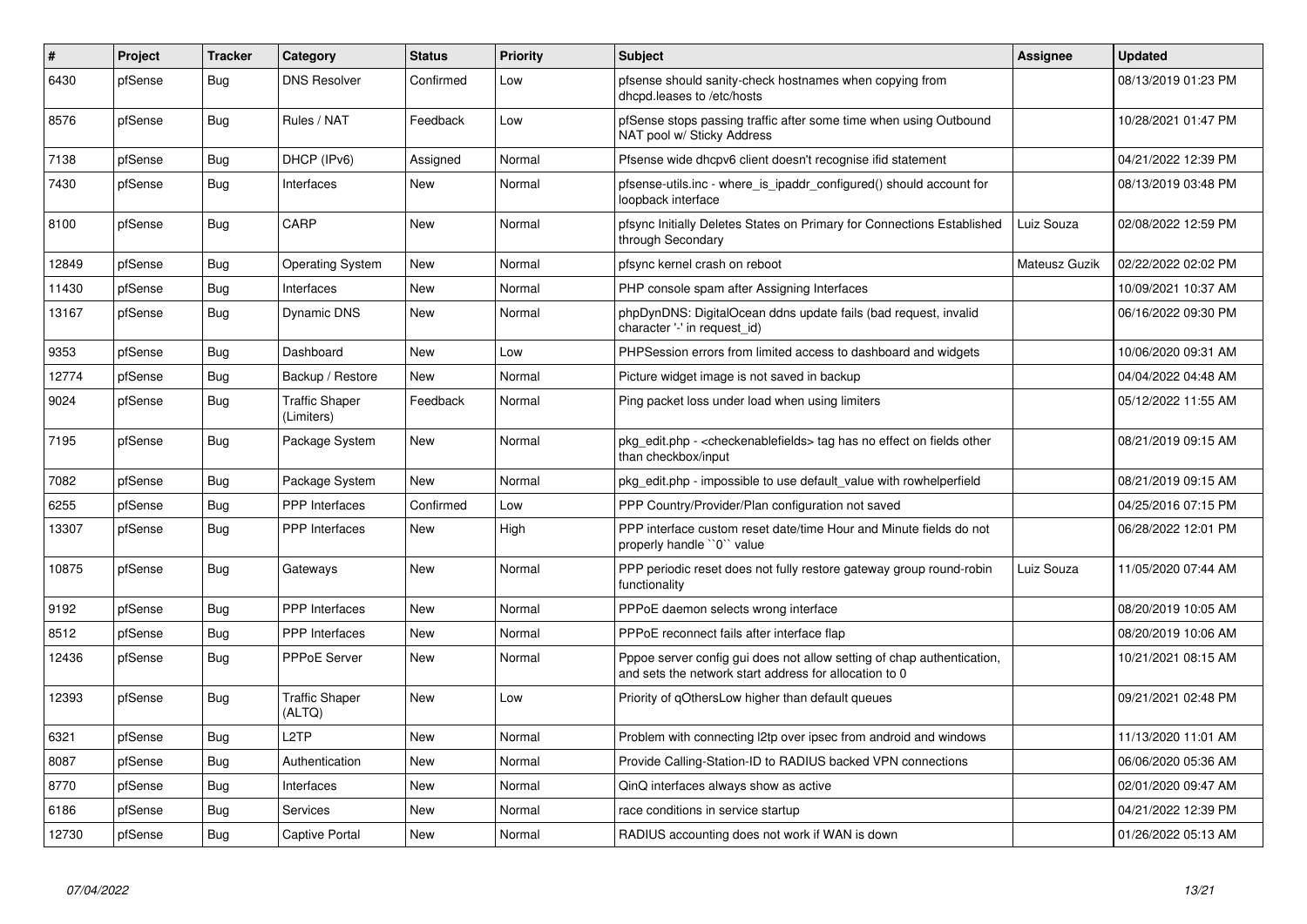| # | Project | Tracker | Category | Status | Priority | Subject | Assignee | Updated |
|---|---|---|---|---|---|---|---|---|
| 6430 | pfSense | Bug | DNS Resolver | Confirmed | Low | pfsense should sanity-check hostnames when copying from dhcpd.leases to /etc/hosts | | 08/13/2019 01:23 PM |
| 8576 | pfSense | Bug | Rules / NAT | Feedback | Low | pfSense stops passing traffic after some time when using Outbound NAT pool w/ Sticky Address | | 10/28/2021 01:47 PM |
| 7138 | pfSense | Bug | DHCP (IPv6) | Assigned | Normal | Pfsense wide dhcpv6 client doesn't recognise ifid statement | | 04/21/2022 12:39 PM |
| 7430 | pfSense | Bug | Interfaces | New | Normal | pfsense-utils.inc - where_is_ipaddr_configured() should account for loopback interface | | 08/13/2019 03:48 PM |
| 8100 | pfSense | Bug | CARP | New | Normal | pfsync Initially Deletes States on Primary for Connections Established through Secondary | Luiz Souza | 02/08/2022 12:59 PM |
| 12849 | pfSense | Bug | Operating System | New | Normal | pfsync kernel crash on reboot | Mateusz Guzik | 02/22/2022 02:02 PM |
| 11430 | pfSense | Bug | Interfaces | New | Normal | PHP console spam after Assigning Interfaces | | 10/09/2021 10:37 AM |
| 13167 | pfSense | Bug | Dynamic DNS | New | Normal | phpDynDNS: DigitalOcean ddns update fails (bad request, invalid character '-' in request_id) | | 06/16/2022 09:30 PM |
| 9353 | pfSense | Bug | Dashboard | New | Low | PHPSession errors from limited access to dashboard and widgets | | 10/06/2020 09:31 AM |
| 12774 | pfSense | Bug | Backup / Restore | New | Normal | Picture widget image is not saved in backup | | 04/04/2022 04:48 AM |
| 9024 | pfSense | Bug | Traffic Shaper (Limiters) | Feedback | Normal | Ping packet loss under load when using limiters | | 05/12/2022 11:55 AM |
| 7195 | pfSense | Bug | Package System | New | Normal | pkg_edit.php - <checkenablefields> tag has no effect on fields other than checkbox/input | | 08/21/2019 09:15 AM |
| 7082 | pfSense | Bug | Package System | New | Normal | pkg_edit.php - impossible to use default_value with rowhelperfield | | 08/21/2019 09:15 AM |
| 6255 | pfSense | Bug | PPP Interfaces | Confirmed | Low | PPP Country/Provider/Plan configuration not saved | | 04/25/2016 07:15 PM |
| 13307 | pfSense | Bug | PPP Interfaces | New | High | PPP interface custom reset date/time Hour and Minute fields do not properly handle ``0`` value | | 06/28/2022 12:01 PM |
| 10875 | pfSense | Bug | Gateways | New | Normal | PPP periodic reset does not fully restore gateway group round-robin functionality | Luiz Souza | 11/05/2020 07:44 AM |
| 9192 | pfSense | Bug | PPP Interfaces | New | Normal | PPPoE daemon selects wrong interface | | 08/20/2019 10:05 AM |
| 8512 | pfSense | Bug | PPP Interfaces | New | Normal | PPPoE reconnect fails after interface flap | | 08/20/2019 10:06 AM |
| 12436 | pfSense | Bug | PPPoE Server | New | Normal | Pppoe server config gui does not allow setting of chap authentication, and sets the network start address for allocation to 0 | | 10/21/2021 08:15 AM |
| 12393 | pfSense | Bug | Traffic Shaper (ALTQ) | New | Low | Priority of qOthersLow higher than default queues | | 09/21/2021 02:48 PM |
| 6321 | pfSense | Bug | L2TP | New | Normal | Problem with connecting l2tp over ipsec from android and windows | | 11/13/2020 11:01 AM |
| 8087 | pfSense | Bug | Authentication | New | Normal | Provide Calling-Station-ID to RADIUS backed VPN connections | | 06/06/2020 05:36 AM |
| 8770 | pfSense | Bug | Interfaces | New | Normal | QinQ interfaces always show as active | | 02/01/2020 09:47 AM |
| 6186 | pfSense | Bug | Services | New | Normal | race conditions in service startup | | 04/21/2022 12:39 PM |
| 12730 | pfSense | Bug | Captive Portal | New | Normal | RADIUS accounting does not work if WAN is down | | 01/26/2022 05:13 AM |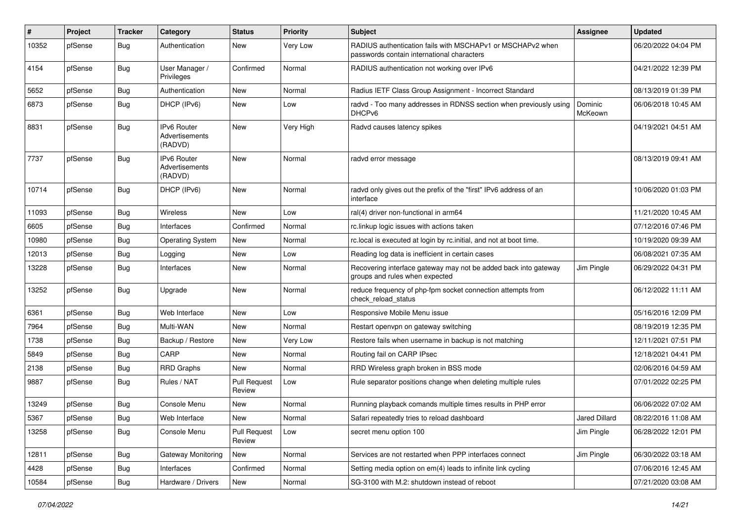| # | Project | Tracker | Category | Status | Priority | Subject | Assignee | Updated |
|---|---|---|---|---|---|---|---|---|
| 10352 | pfSense | Bug | Authentication | New | Very Low | RADIUS authentication fails with MSCHAPv1 or MSCHAPv2 when passwords contain international characters | | 06/20/2022 04:04 PM |
| 4154 | pfSense | Bug | User Manager / Privileges | Confirmed | Normal | RADIUS authentication not working over IPv6 | | 04/21/2022 12:39 PM |
| 5652 | pfSense | Bug | Authentication | New | Normal | Radius IETF Class Group Assignment - Incorrect Standard | | 08/13/2019 01:39 PM |
| 6873 | pfSense | Bug | DHCP (IPv6) | New | Low | radvd - Too many addresses in RDNSS section when previously using DHCPv6 | Dominic McKeown | 06/06/2018 10:45 AM |
| 8831 | pfSense | Bug | IPv6 Router Advertisements (RADVD) | New | Very High | Radvd causes latency spikes | | 04/19/2021 04:51 AM |
| 7737 | pfSense | Bug | IPv6 Router Advertisements (RADVD) | New | Normal | radvd error message | | 08/13/2019 09:41 AM |
| 10714 | pfSense | Bug | DHCP (IPv6) | New | Normal | radvd only gives out the prefix of the "first" IPv6 address of an interface | | 10/06/2020 01:03 PM |
| 11093 | pfSense | Bug | Wireless | New | Low | ral(4) driver non-functional in arm64 | | 11/21/2020 10:45 AM |
| 6605 | pfSense | Bug | Interfaces | Confirmed | Normal | rc.linkup logic issues with actions taken | | 07/12/2016 07:46 PM |
| 10980 | pfSense | Bug | Operating System | New | Normal | rc.local is executed at login by rc.initial, and not at boot time. | | 10/19/2020 09:39 AM |
| 12013 | pfSense | Bug | Logging | New | Low | Reading log data is inefficient in certain cases | | 06/08/2021 07:35 AM |
| 13228 | pfSense | Bug | Interfaces | New | Normal | Recovering interface gateway may not be added back into gateway groups and rules when expected | Jim Pingle | 06/29/2022 04:31 PM |
| 13252 | pfSense | Bug | Upgrade | New | Normal | reduce frequency of php-fpm socket connection attempts from check_reload_status | | 06/12/2022 11:11 AM |
| 6361 | pfSense | Bug | Web Interface | New | Low | Responsive Mobile Menu issue | | 05/16/2016 12:09 PM |
| 7964 | pfSense | Bug | Multi-WAN | New | Normal | Restart openvpn on gateway switching | | 08/19/2019 12:35 PM |
| 1738 | pfSense | Bug | Backup / Restore | New | Very Low | Restore fails when username in backup is not matching | | 12/11/2021 07:51 PM |
| 5849 | pfSense | Bug | CARP | New | Normal | Routing fail on CARP IPsec | | 12/18/2021 04:41 PM |
| 2138 | pfSense | Bug | RRD Graphs | New | Normal | RRD Wireless graph broken in BSS mode | | 02/06/2016 04:59 AM |
| 9887 | pfSense | Bug | Rules / NAT | Pull Request Review | Low | Rule separator positions change when deleting multiple rules | | 07/01/2022 02:25 PM |
| 13249 | pfSense | Bug | Console Menu | New | Normal | Running playback comands multiple times results in PHP error | | 06/06/2022 07:02 AM |
| 5367 | pfSense | Bug | Web Interface | New | Normal | Safari repeatedly tries to reload dashboard | Jared Dillard | 08/22/2016 11:08 AM |
| 13258 | pfSense | Bug | Console Menu | Pull Request Review | Low | secret menu option 100 | Jim Pingle | 06/28/2022 12:01 PM |
| 12811 | pfSense | Bug | Gateway Monitoring | New | Normal | Services are not restarted when PPP interfaces connect | Jim Pingle | 06/30/2022 03:18 AM |
| 4428 | pfSense | Bug | Interfaces | Confirmed | Normal | Setting media option on em(4) leads to infinite link cycling | | 07/06/2016 12:45 AM |
| 10584 | pfSense | Bug | Hardware / Drivers | New | Normal | SG-3100 with M.2: shutdown instead of reboot | | 07/21/2020 03:08 AM |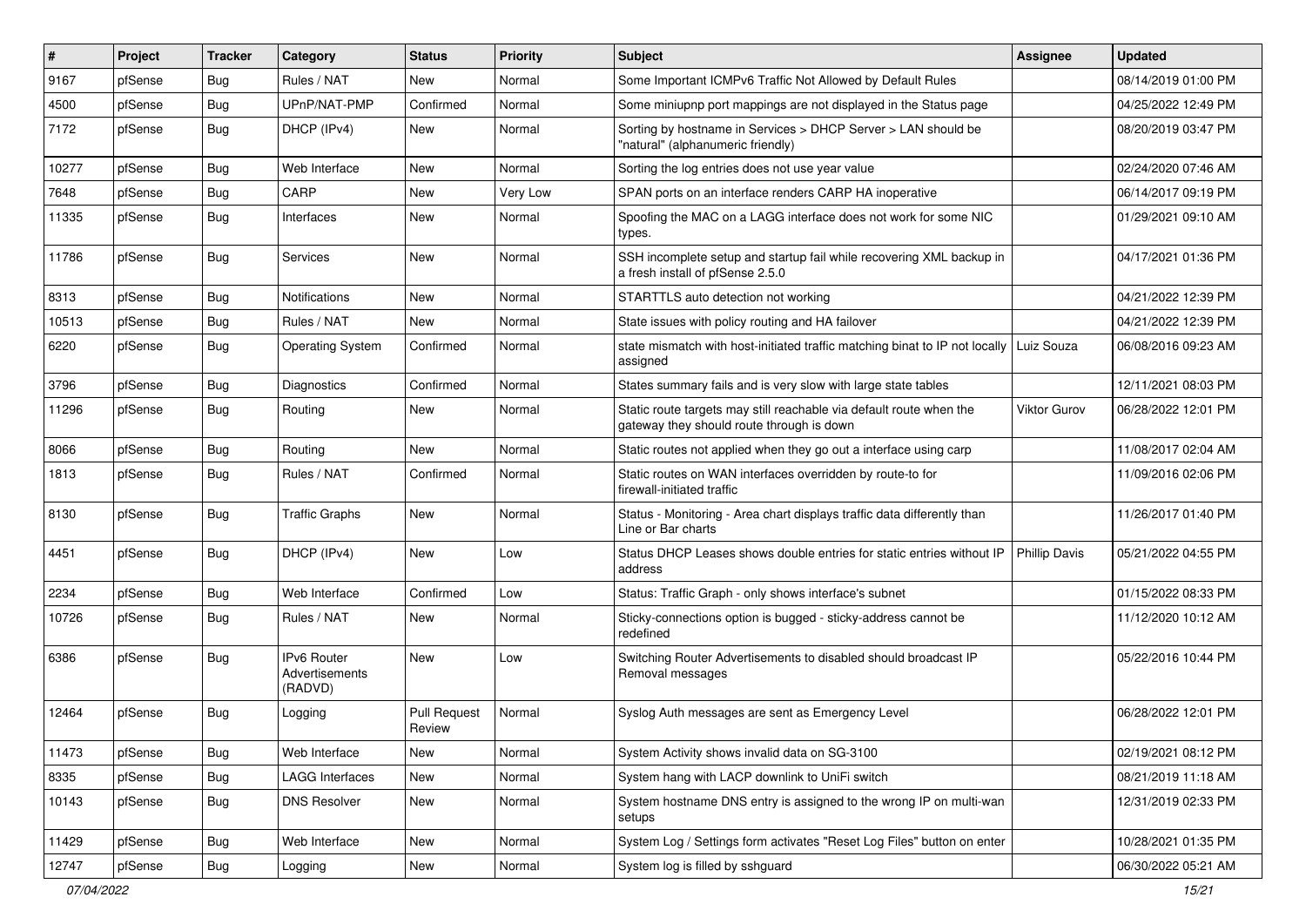| # | Project | Tracker | Category | Status | Priority | Subject | Assignee | Updated |
|---|---|---|---|---|---|---|---|---|
| 9167 | pfSense | Bug | Rules / NAT | New | Normal | Some Important ICMPv6 Traffic Not Allowed by Default Rules | | 08/14/2019 01:00 PM |
| 4500 | pfSense | Bug | UPnP/NAT-PMP | Confirmed | Normal | Some miniupnp port mappings are not displayed in the Status page | | 04/25/2022 12:49 PM |
| 7172 | pfSense | Bug | DHCP (IPv4) | New | Normal | Sorting by hostname in Services > DHCP Server > LAN should be "natural" (alphanumeric friendly) | | 08/20/2019 03:47 PM |
| 10277 | pfSense | Bug | Web Interface | New | Normal | Sorting the log entries does not use year value | | 02/24/2020 07:46 AM |
| 7648 | pfSense | Bug | CARP | New | Very Low | SPAN ports on an interface renders CARP HA inoperative | | 06/14/2017 09:19 PM |
| 11335 | pfSense | Bug | Interfaces | New | Normal | Spoofing the MAC on a LAGG interface does not work for some NIC types. | | 01/29/2021 09:10 AM |
| 11786 | pfSense | Bug | Services | New | Normal | SSH incomplete setup and startup fail while recovering XML backup in a fresh install of pfSense 2.5.0 | | 04/17/2021 01:36 PM |
| 8313 | pfSense | Bug | Notifications | New | Normal | STARTTLS auto detection not working | | 04/21/2022 12:39 PM |
| 10513 | pfSense | Bug | Rules / NAT | New | Normal | State issues with policy routing and HA failover | | 04/21/2022 12:39 PM |
| 6220 | pfSense | Bug | Operating System | Confirmed | Normal | state mismatch with host-initiated traffic matching binat to IP not locally assigned | Luiz Souza | 06/08/2016 09:23 AM |
| 3796 | pfSense | Bug | Diagnostics | Confirmed | Normal | States summary fails and is very slow with large state tables | | 12/11/2021 08:03 PM |
| 11296 | pfSense | Bug | Routing | New | Normal | Static route targets may still reachable via default route when the gateway they should route through is down | Viktor Gurov | 06/28/2022 12:01 PM |
| 8066 | pfSense | Bug | Routing | New | Normal | Static routes not applied when they go out a interface using carp | | 11/08/2017 02:04 AM |
| 1813 | pfSense | Bug | Rules / NAT | Confirmed | Normal | Static routes on WAN interfaces overridden by route-to for firewall-initiated traffic | | 11/09/2016 02:06 PM |
| 8130 | pfSense | Bug | Traffic Graphs | New | Normal | Status - Monitoring - Area chart displays traffic data differently than Line or Bar charts | | 11/26/2017 01:40 PM |
| 4451 | pfSense | Bug | DHCP (IPv4) | New | Low | Status DHCP Leases shows double entries for static entries without IP address | Phillip Davis | 05/21/2022 04:55 PM |
| 2234 | pfSense | Bug | Web Interface | Confirmed | Low | Status: Traffic Graph - only shows interface's subnet | | 01/15/2022 08:33 PM |
| 10726 | pfSense | Bug | Rules / NAT | New | Normal | Sticky-connections option is bugged - sticky-address cannot be redefined | | 11/12/2020 10:12 AM |
| 6386 | pfSense | Bug | IPv6 Router Advertisements (RADVD) | New | Low | Switching Router Advertisements to disabled should broadcast IP Removal messages | | 05/22/2016 10:44 PM |
| 12464 | pfSense | Bug | Logging | Pull Request Review | Normal | Syslog Auth messages are sent as Emergency Level | | 06/28/2022 12:01 PM |
| 11473 | pfSense | Bug | Web Interface | New | Normal | System Activity shows invalid data on SG-3100 | | 02/19/2021 08:12 PM |
| 8335 | pfSense | Bug | LAGG Interfaces | New | Normal | System hang with LACP downlink to UniFi switch | | 08/21/2019 11:18 AM |
| 10143 | pfSense | Bug | DNS Resolver | New | Normal | System hostname DNS entry is assigned to the wrong IP on multi-wan setups | | 12/31/2019 02:33 PM |
| 11429 | pfSense | Bug | Web Interface | New | Normal | System Log / Settings form activates "Reset Log Files" button on enter | | 10/28/2021 01:35 PM |
| 12747 | pfSense | Bug | Logging | New | Normal | System log is filled by sshguard | | 06/30/2022 05:21 AM |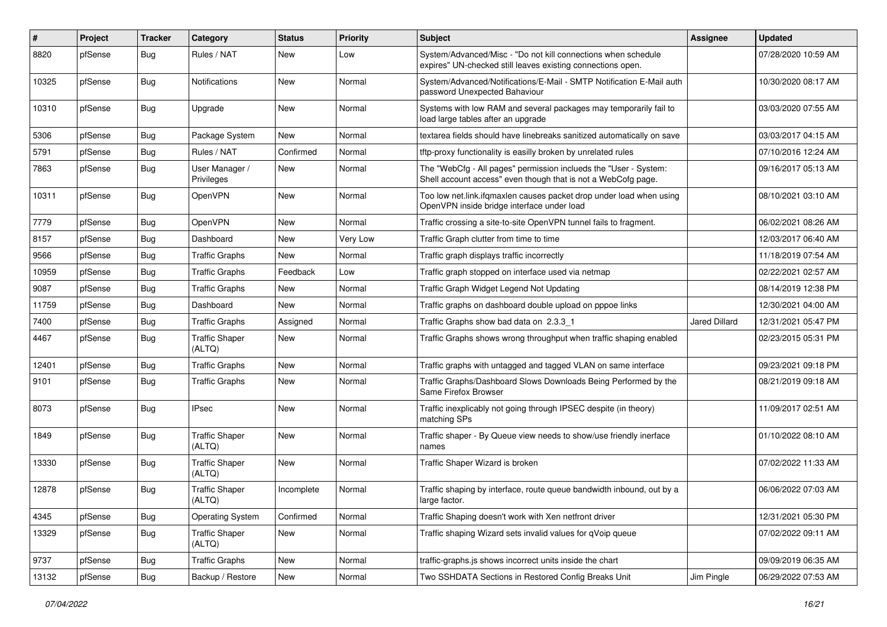| # | Project | Tracker | Category | Status | Priority | Subject | Assignee | Updated |
|---|---|---|---|---|---|---|---|---|
| 8820 | pfSense | Bug | Rules / NAT | New | Low | System/Advanced/Misc - "Do not kill connections when schedule expires" UN-checked still leaves existing connections open. | | 07/28/2020 10:59 AM |
| 10325 | pfSense | Bug | Notifications | New | Normal | System/Advanced/Notifications/E-Mail - SMTP Notification E-Mail auth password Unexpected Bahaviour | | 10/30/2020 08:17 AM |
| 10310 | pfSense | Bug | Upgrade | New | Normal | Systems with low RAM and several packages may temporarily fail to load large tables after an upgrade | | 03/03/2020 07:55 AM |
| 5306 | pfSense | Bug | Package System | New | Normal | textarea fields should have linebreaks sanitized automatically on save | | 03/03/2017 04:15 AM |
| 5791 | pfSense | Bug | Rules / NAT | Confirmed | Normal | tftp-proxy functionality is easilly broken by unrelated rules | | 07/10/2016 12:24 AM |
| 7863 | pfSense | Bug | User Manager / Privileges | New | Normal | The "WebCfg - All pages" permission inclueds the "User - System: Shell account access" even though that is not a WebCofg page. | | 09/16/2017 05:13 AM |
| 10311 | pfSense | Bug | OpenVPN | New | Normal | Too low net.link.ifqmaxlen causes packet drop under load when using OpenVPN inside bridge interface under load | | 08/10/2021 03:10 AM |
| 7779 | pfSense | Bug | OpenVPN | New | Normal | Traffic crossing a site-to-site OpenVPN tunnel fails to fragment. | | 06/02/2021 08:26 AM |
| 8157 | pfSense | Bug | Dashboard | New | Very Low | Traffic Graph clutter from time to time | | 12/03/2017 06:40 AM |
| 9566 | pfSense | Bug | Traffic Graphs | New | Normal | Traffic graph displays traffic incorrectly | | 11/18/2019 07:54 AM |
| 10959 | pfSense | Bug | Traffic Graphs | Feedback | Low | Traffic graph stopped on interface used via netmap | | 02/22/2021 02:57 AM |
| 9087 | pfSense | Bug | Traffic Graphs | New | Normal | Traffic Graph Widget Legend Not Updating | | 08/14/2019 12:38 PM |
| 11759 | pfSense | Bug | Dashboard | New | Normal | Traffic graphs on dashboard double upload on pppoe links | | 12/30/2021 04:00 AM |
| 7400 | pfSense | Bug | Traffic Graphs | Assigned | Normal | Traffic Graphs show bad data on 2.3.3_1 | Jared Dillard | 12/31/2021 05:47 PM |
| 4467 | pfSense | Bug | Traffic Shaper (ALTQ) | New | Normal | Traffic Graphs shows wrong throughput when traffic shaping enabled | | 02/23/2015 05:31 PM |
| 12401 | pfSense | Bug | Traffic Graphs | New | Normal | Traffic graphs with untagged and tagged VLAN on same interface | | 09/23/2021 09:18 PM |
| 9101 | pfSense | Bug | Traffic Graphs | New | Normal | Traffic Graphs/Dashboard Slows Downloads Being Performed by the Same Firefox Browser | | 08/21/2019 09:18 AM |
| 8073 | pfSense | Bug | IPsec | New | Normal | Traffic inexplicably not going through IPSEC despite (in theory) matching SPs | | 11/09/2017 02:51 AM |
| 1849 | pfSense | Bug | Traffic Shaper (ALTQ) | New | Normal | Traffic shaper - By Queue view needs to show/use friendly inerface names | | 01/10/2022 08:10 AM |
| 13330 | pfSense | Bug | Traffic Shaper (ALTQ) | New | Normal | Traffic Shaper Wizard is broken | | 07/02/2022 11:33 AM |
| 12878 | pfSense | Bug | Traffic Shaper (ALTQ) | Incomplete | Normal | Traffic shaping by interface, route queue bandwidth inbound, out by a large factor. | | 06/06/2022 07:03 AM |
| 4345 | pfSense | Bug | Operating System | Confirmed | Normal | Traffic Shaping doesn't work with Xen netfront driver | | 12/31/2021 05:30 PM |
| 13329 | pfSense | Bug | Traffic Shaper (ALTQ) | New | Normal | Traffic shaping Wizard sets invalid values for qVoip queue | | 07/02/2022 09:11 AM |
| 9737 | pfSense | Bug | Traffic Graphs | New | Normal | traffic-graphs.js shows incorrect units inside the chart | | 09/09/2019 06:35 AM |
| 13132 | pfSense | Bug | Backup / Restore | New | Normal | Two SSHDATA Sections in Restored Config Breaks Unit | Jim Pingle | 06/29/2022 07:53 AM |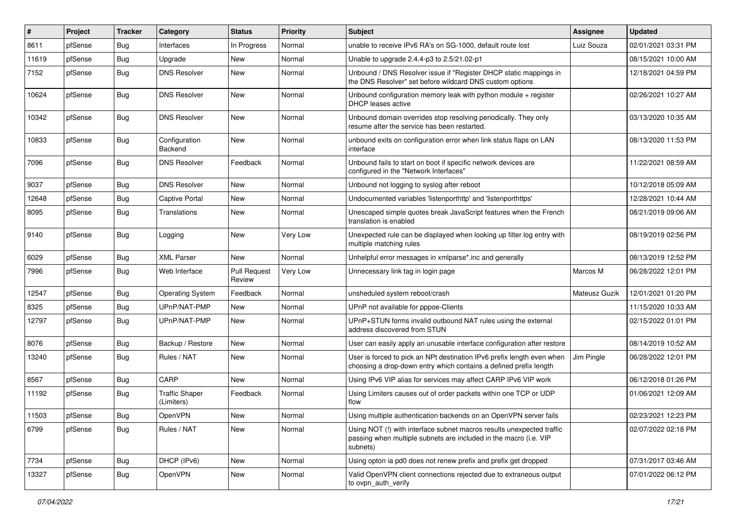| # | Project | Tracker | Category | Status | Priority | Subject | Assignee | Updated |
|---|---|---|---|---|---|---|---|---|
| 8611 | pfSense | Bug | Interfaces | In Progress | Normal | unable to receive IPv6 RA's on SG-1000, default route lost | Luiz Souza | 02/01/2021 03:31 PM |
| 11619 | pfSense | Bug | Upgrade | New | Normal | Unable to upgrade 2.4.4-p3 to 2.5/21.02-p1 | | 08/15/2021 10:00 AM |
| 7152 | pfSense | Bug | DNS Resolver | New | Normal | Unbound / DNS Resolver issue if "Register DHCP static mappings in the DNS Resolver" set before wildcard DNS custom options | | 12/18/2021 04:59 PM |
| 10624 | pfSense | Bug | DNS Resolver | New | Normal | Unbound configuration memory leak with python module + register DHCP leases active | | 02/26/2021 10:27 AM |
| 10342 | pfSense | Bug | DNS Resolver | New | Normal | Unbound domain overrides stop resolving periodically. They only resume after the service has been restarted. | | 03/13/2020 10:35 AM |
| 10833 | pfSense | Bug | Configuration Backend | New | Normal | unbound exits on configuration error when link status flaps on LAN interface | | 08/13/2020 11:53 PM |
| 7096 | pfSense | Bug | DNS Resolver | Feedback | Normal | Unbound fails to start on boot if specific network devices are configured in the "Network Interfaces" | | 11/22/2021 08:59 AM |
| 9037 | pfSense | Bug | DNS Resolver | New | Normal | Unbound not logging to syslog after reboot | | 10/12/2018 05:09 AM |
| 12648 | pfSense | Bug | Captive Portal | New | Normal | Undocumented variables 'listenporthttp' and 'listenporthttps' | | 12/28/2021 10:44 AM |
| 8095 | pfSense | Bug | Translations | New | Normal | Unescaped simple quotes break JavaScript features when the French translation is enabled | | 08/21/2019 09:06 AM |
| 9140 | pfSense | Bug | Logging | New | Very Low | Unexpected rule can be displayed when looking up filter log entry with multiple matching rules | | 08/19/2019 02:56 PM |
| 6029 | pfSense | Bug | XML Parser | New | Normal | Unhelpful error messages in xmlparse*.inc and generally | | 08/13/2019 12:52 PM |
| 7996 | pfSense | Bug | Web Interface | Pull Request Review | Very Low | Unnecessary link tag in login page | Marcos M | 06/28/2022 12:01 PM |
| 12547 | pfSense | Bug | Operating System | Feedback | Normal | unsheduled system reboot/crash | Mateusz Guzik | 12/01/2021 01:20 PM |
| 8325 | pfSense | Bug | UPnP/NAT-PMP | New | Normal | UPnP not available for pppoe-Clients | | 11/15/2020 10:33 AM |
| 12797 | pfSense | Bug | UPnP/NAT-PMP | New | Normal | UPnP+STUN forms invalid outbound NAT rules using the external address discovered from STUN | | 02/15/2022 01:01 PM |
| 8076 | pfSense | Bug | Backup / Restore | New | Normal | User can easily apply an unusable interface configuration after restore | | 08/14/2019 10:52 AM |
| 13240 | pfSense | Bug | Rules / NAT | New | Normal | User is forced to pick an NPt destination IPv6 prefix length even when choosing a drop-down entry which contains a defined prefix length | Jim Pingle | 06/28/2022 12:01 PM |
| 8567 | pfSense | Bug | CARP | New | Normal | Using IPv6 VIP alias for services may affect CARP IPv6 VIP work | | 06/12/2018 01:26 PM |
| 11192 | pfSense | Bug | Traffic Shaper (Limiters) | Feedback | Normal | Using Limiters causes out of order packets within one TCP or UDP flow | | 01/06/2021 12:09 AM |
| 11503 | pfSense | Bug | OpenVPN | New | Normal | Using multiple authentication backends on an OpenVPN server fails | | 02/23/2021 12:23 PM |
| 6799 | pfSense | Bug | Rules / NAT | New | Normal | Using NOT (!) with interface subnet macros results unexpected traffic passing when multiple subnets are included in the macro (i.e. VIP subnets) | | 02/07/2022 02:18 PM |
| 7734 | pfSense | Bug | DHCP (IPv6) | New | Normal | Using opton ia pd0 does not renew prefix and prefix get dropped | | 07/31/2017 03:46 AM |
| 13327 | pfSense | Bug | OpenVPN | New | Normal | Valid OpenVPN client connections rejected due to extraneous output to ovpn_auth_verify | | 07/01/2022 06:12 PM |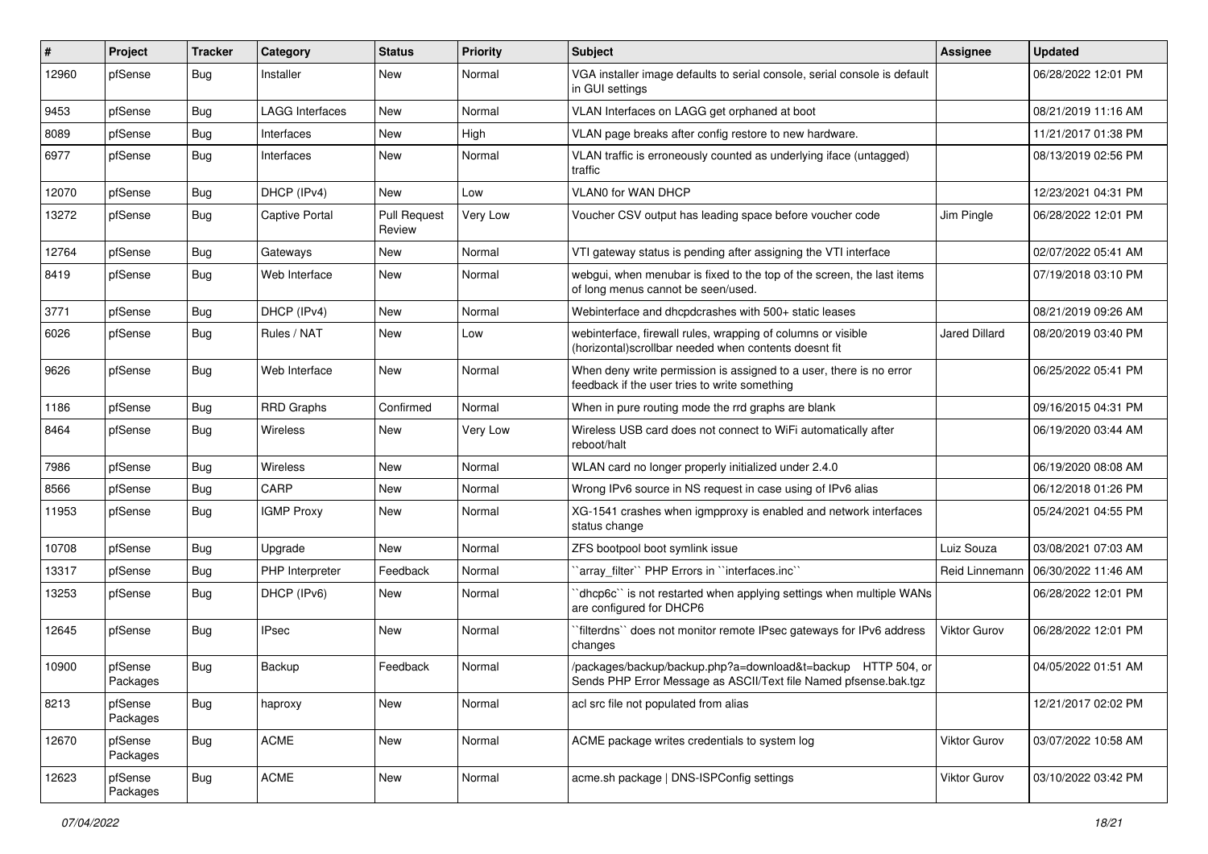| # | Project | Tracker | Category | Status | Priority | Subject | Assignee | Updated |
|---|---|---|---|---|---|---|---|---|
| 12960 | pfSense | Bug | Installer | New | Normal | VGA installer image defaults to serial console, serial console is default in GUI settings | | 06/28/2022 12:01 PM |
| 9453 | pfSense | Bug | LAGG Interfaces | New | Normal | VLAN Interfaces on LAGG get orphaned at boot | | 08/21/2019 11:16 AM |
| 8089 | pfSense | Bug | Interfaces | New | High | VLAN page breaks after config restore to new hardware. | | 11/21/2017 01:38 PM |
| 6977 | pfSense | Bug | Interfaces | New | Normal | VLAN traffic is erroneously counted as underlying iface (untagged) traffic | | 08/13/2019 02:56 PM |
| 12070 | pfSense | Bug | DHCP (IPv4) | New | Low | VLAN0 for WAN DHCP | | 12/23/2021 04:31 PM |
| 13272 | pfSense | Bug | Captive Portal | Pull Request Review | Very Low | Voucher CSV output has leading space before voucher code | Jim Pingle | 06/28/2022 12:01 PM |
| 12764 | pfSense | Bug | Gateways | New | Normal | VTI gateway status is pending after assigning the VTI interface | | 02/07/2022 05:41 AM |
| 8419 | pfSense | Bug | Web Interface | New | Normal | webgui, when menubar is fixed to the top of the screen, the last items of long menus cannot be seen/used. | | 07/19/2018 03:10 PM |
| 3771 | pfSense | Bug | DHCP (IPv4) | New | Normal | Webinterface and dhcpdcrashes with 500+ static leases | | 08/21/2019 09:26 AM |
| 6026 | pfSense | Bug | Rules / NAT | New | Low | webinterface, firewall rules, wrapping of columns or visible (horizontal)scrollbar needed when contents doesnt fit | Jared Dillard | 08/20/2019 03:40 PM |
| 9626 | pfSense | Bug | Web Interface | New | Normal | When deny write permission is assigned to a user, there is no error feedback if the user tries to write something | | 06/25/2022 05:41 PM |
| 1186 | pfSense | Bug | RRD Graphs | Confirmed | Normal | When in pure routing mode the rrd graphs are blank | | 09/16/2015 04:31 PM |
| 8464 | pfSense | Bug | Wireless | New | Very Low | Wireless USB card does not connect to WiFi automatically after reboot/halt | | 06/19/2020 03:44 AM |
| 7986 | pfSense | Bug | Wireless | New | Normal | WLAN card no longer properly initialized under 2.4.0 | | 06/19/2020 08:08 AM |
| 8566 | pfSense | Bug | CARP | New | Normal | Wrong IPv6 source in NS request in case using of IPv6 alias | | 06/12/2018 01:26 PM |
| 11953 | pfSense | Bug | IGMP Proxy | New | Normal | XG-1541 crashes when igmpproxy is enabled and network interfaces status change | | 05/24/2021 04:55 PM |
| 10708 | pfSense | Bug | Upgrade | New | Normal | ZFS bootpool boot symlink issue | Luiz Souza | 03/08/2021 07:03 AM |
| 13317 | pfSense | Bug | PHP Interpreter | Feedback | Normal | ``array_filter`` PHP Errors in ``interfaces.inc`` | Reid Linnemann | 06/30/2022 11:46 AM |
| 13253 | pfSense | Bug | DHCP (IPv6) | New | Normal | ``dhcp6c`` is not restarted when applying settings when multiple WANs are configured for DHCP6 | | 06/28/2022 12:01 PM |
| 12645 | pfSense | Bug | IPsec | New | Normal | ``filterdns`` does not monitor remote IPsec gateways for IPv6 address changes | Viktor Gurov | 06/28/2022 12:01 PM |
| 10900 | pfSense Packages | Bug | Backup | Feedback | Normal | /packages/backup/backup.php?a=download&t=backup HTTP 504, or Sends PHP Error Message as ASCII/Text file Named pfsense.bak.tgz | | 04/05/2022 01:51 AM |
| 8213 | pfSense Packages | Bug | haproxy | New | Normal | acl src file not populated from alias | | 12/21/2017 02:02 PM |
| 12670 | pfSense Packages | Bug | ACME | New | Normal | ACME package writes credentials to system log | Viktor Gurov | 03/07/2022 10:58 AM |
| 12623 | pfSense Packages | Bug | ACME | New | Normal | acme.sh package \| DNS-ISPConfig settings | Viktor Gurov | 03/10/2022 03:42 PM |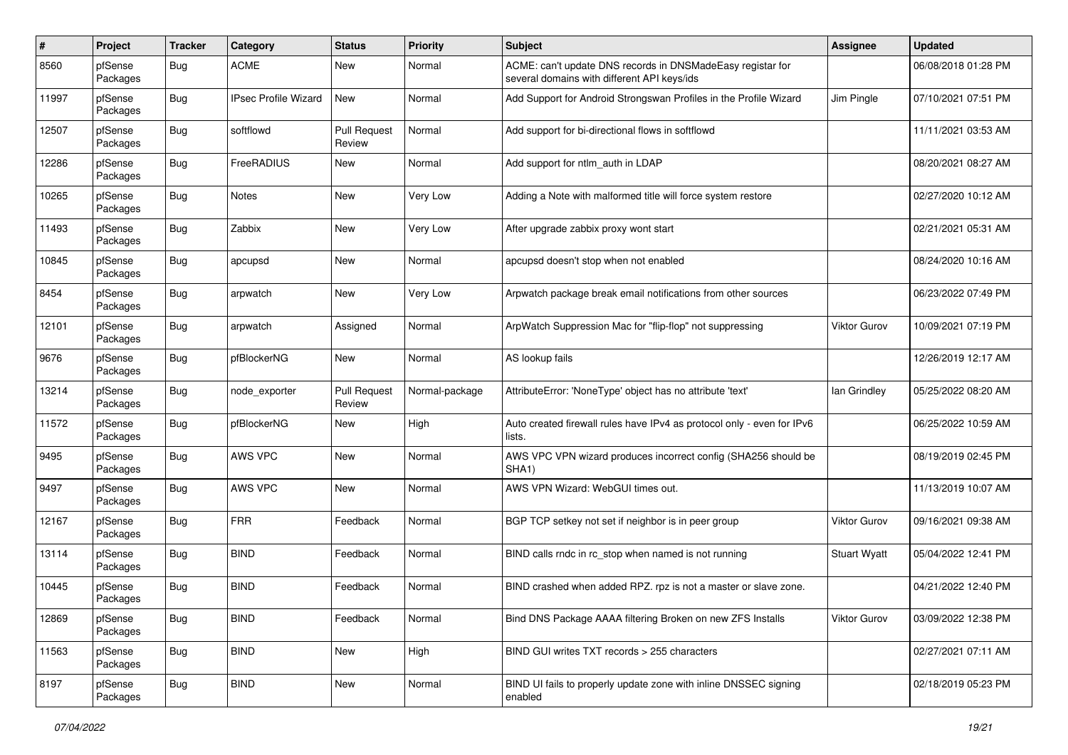| # | Project | Tracker | Category | Status | Priority | Subject | Assignee | Updated |
|---|---|---|---|---|---|---|---|---|
| 8560 | pfSense Packages | Bug | ACME | New | Normal | ACME: can't update DNS records in DNSMadeEasy registar for several domains with different API keys/ids | | 06/08/2018 01:28 PM |
| 11997 | pfSense Packages | Bug | IPsec Profile Wizard | New | Normal | Add Support for Android Strongswan Profiles in the Profile Wizard | Jim Pingle | 07/10/2021 07:51 PM |
| 12507 | pfSense Packages | Bug | softflowd | Pull Request Review | Normal | Add support for bi-directional flows in softflowd | | 11/11/2021 03:53 AM |
| 12286 | pfSense Packages | Bug | FreeRADIUS | New | Normal | Add support for ntlm_auth in LDAP | | 08/20/2021 08:27 AM |
| 10265 | pfSense Packages | Bug | Notes | New | Very Low | Adding a Note with malformed title will force system restore | | 02/27/2020 10:12 AM |
| 11493 | pfSense Packages | Bug | Zabbix | New | Very Low | After upgrade zabbix proxy wont start | | 02/21/2021 05:31 AM |
| 10845 | pfSense Packages | Bug | apcupsd | New | Normal | apcupsd doesn't stop when not enabled | | 08/24/2020 10:16 AM |
| 8454 | pfSense Packages | Bug | arpwatch | New | Very Low | Arpwatch package break email notifications from other sources | | 06/23/2022 07:49 PM |
| 12101 | pfSense Packages | Bug | arpwatch | Assigned | Normal | ArpWatch Suppression Mac for "flip-flop" not suppressing | Viktor Gurov | 10/09/2021 07:19 PM |
| 9676 | pfSense Packages | Bug | pfBlockerNG | New | Normal | AS lookup fails | | 12/26/2019 12:17 AM |
| 13214 | pfSense Packages | Bug | node_exporter | Pull Request Review | Normal-package | AttributeError: 'NoneType' object has no attribute 'text' | Ian Grindley | 05/25/2022 08:20 AM |
| 11572 | pfSense Packages | Bug | pfBlockerNG | New | High | Auto created firewall rules have IPv4 as protocol only - even for IPv6 lists. | | 06/25/2022 10:59 AM |
| 9495 | pfSense Packages | Bug | AWS VPC | New | Normal | AWS VPC VPN wizard produces incorrect config (SHA256 should be SHA1) | | 08/19/2019 02:45 PM |
| 9497 | pfSense Packages | Bug | AWS VPC | New | Normal | AWS VPN Wizard: WebGUI times out. | | 11/13/2019 10:07 AM |
| 12167 | pfSense Packages | Bug | FRR | Feedback | Normal | BGP TCP setkey not set if neighbor is in peer group | Viktor Gurov | 09/16/2021 09:38 AM |
| 13114 | pfSense Packages | Bug | BIND | Feedback | Normal | BIND calls rndc in rc_stop when named is not running | Stuart Wyatt | 05/04/2022 12:41 PM |
| 10445 | pfSense Packages | Bug | BIND | Feedback | Normal | BIND crashed when added RPZ. rpz is not a master or slave zone. | | 04/21/2022 12:40 PM |
| 12869 | pfSense Packages | Bug | BIND | Feedback | Normal | Bind DNS Package AAAA filtering Broken on new ZFS Installs | Viktor Gurov | 03/09/2022 12:38 PM |
| 11563 | pfSense Packages | Bug | BIND | New | High | BIND GUI writes TXT records > 255 characters | | 02/27/2021 07:11 AM |
| 8197 | pfSense Packages | Bug | BIND | New | Normal | BIND UI fails to properly update zone with inline DNSSEC signing enabled | | 02/18/2019 05:23 PM |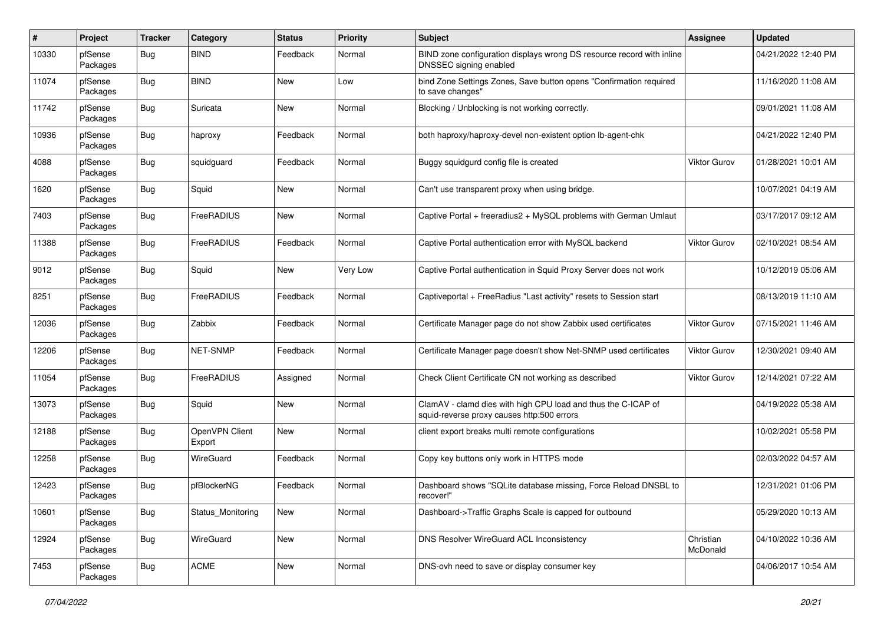| # | Project | Tracker | Category | Status | Priority | Subject | Assignee | Updated |
|---|---|---|---|---|---|---|---|---|
| 10330 | pfSense Packages | Bug | BIND | Feedback | Normal | BIND zone configuration displays wrong DS resource record with inline DNSSEC signing enabled | | 04/21/2022 12:40 PM |
| 11074 | pfSense Packages | Bug | BIND | New | Low | bind Zone Settings Zones, Save button opens "Confirmation required to save changes" | | 11/16/2020 11:08 AM |
| 11742 | pfSense Packages | Bug | Suricata | New | Normal | Blocking / Unblocking is not working correctly. | | 09/01/2021 11:08 AM |
| 10936 | pfSense Packages | Bug | haproxy | Feedback | Normal | both haproxy/haproxy-devel non-existent option lb-agent-chk | | 04/21/2022 12:40 PM |
| 4088 | pfSense Packages | Bug | squidguard | Feedback | Normal | Buggy squidgurd config file is created | Viktor Gurov | 01/28/2021 10:01 AM |
| 1620 | pfSense Packages | Bug | Squid | New | Normal | Can't use transparent proxy when using bridge. | | 10/07/2021 04:19 AM |
| 7403 | pfSense Packages | Bug | FreeRADIUS | New | Normal | Captive Portal + freeradius2 + MySQL problems with German Umlaut | | 03/17/2017 09:12 AM |
| 11388 | pfSense Packages | Bug | FreeRADIUS | Feedback | Normal | Captive Portal authentication error with MySQL backend | Viktor Gurov | 02/10/2021 08:54 AM |
| 9012 | pfSense Packages | Bug | Squid | New | Very Low | Captive Portal authentication in Squid Proxy Server does not work | | 10/12/2019 05:06 AM |
| 8251 | pfSense Packages | Bug | FreeRADIUS | Feedback | Normal | Captiveportal + FreeRadius "Last activity" resets to Session start | | 08/13/2019 11:10 AM |
| 12036 | pfSense Packages | Bug | Zabbix | Feedback | Normal | Certificate Manager page do not show Zabbix used certificates | Viktor Gurov | 07/15/2021 11:46 AM |
| 12206 | pfSense Packages | Bug | NET-SNMP | Feedback | Normal | Certificate Manager page doesn't show Net-SNMP used certificates | Viktor Gurov | 12/30/2021 09:40 AM |
| 11054 | pfSense Packages | Bug | FreeRADIUS | Assigned | Normal | Check Client Certificate CN not working as described | Viktor Gurov | 12/14/2021 07:22 AM |
| 13073 | pfSense Packages | Bug | Squid | New | Normal | ClamAV - clamd dies with high CPU load and thus the C-ICAP of squid-reverse proxy causes http:500 errors | | 04/19/2022 05:38 AM |
| 12188 | pfSense Packages | Bug | OpenVPN Client Export | New | Normal | client export breaks multi remote configurations | | 10/02/2021 05:58 PM |
| 12258 | pfSense Packages | Bug | WireGuard | Feedback | Normal | Copy key buttons only work in HTTPS mode | | 02/03/2022 04:57 AM |
| 12423 | pfSense Packages | Bug | pfBlockerNG | Feedback | Normal | Dashboard shows "SQLite database missing, Force Reload DNSBL to recover!" | | 12/31/2021 01:06 PM |
| 10601 | pfSense Packages | Bug | Status_Monitoring | New | Normal | Dashboard->Traffic Graphs Scale is capped for outbound | | 05/29/2020 10:13 AM |
| 12924 | pfSense Packages | Bug | WireGuard | New | Normal | DNS Resolver WireGuard ACL Inconsistency | Christian McDonald | 04/10/2022 10:36 AM |
| 7453 | pfSense Packages | Bug | ACME | New | Normal | DNS-ovh need to save or display consumer key | | 04/06/2017 10:54 AM |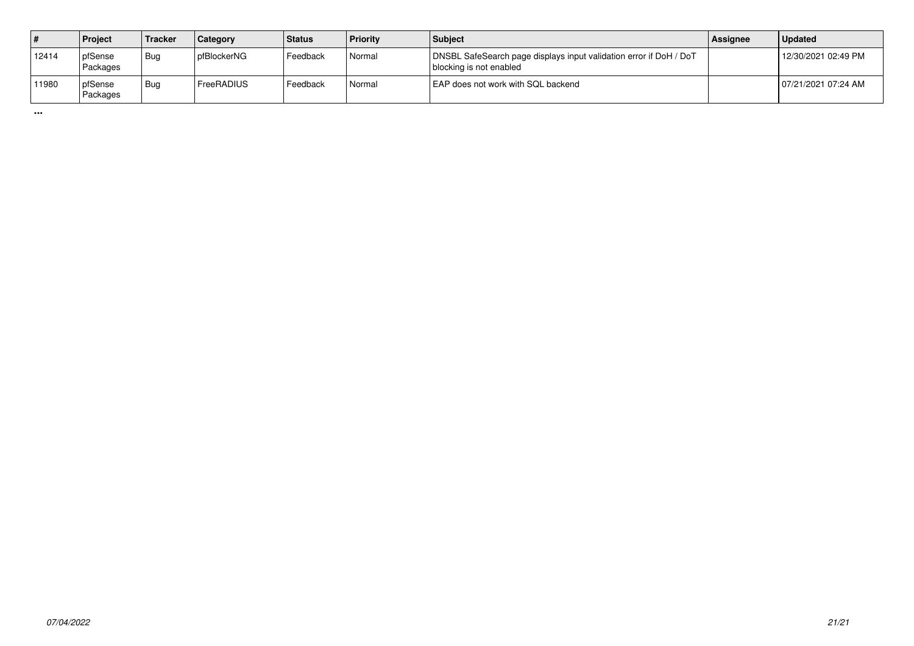| # | Project | Tracker | Category | Status | Priority | Subject | Assignee | Updated |
|---|---|---|---|---|---|---|---|---|
| 12414 | pfSense Packages | Bug | pfBlockerNG | Feedback | Normal | DNSBL SafeSearch page displays input validation error if DoH / DoT blocking is not enabled | | 12/30/2021 02:49 PM |
| 11980 | pfSense Packages | Bug | FreeRADIUS | Feedback | Normal | EAP does not work with SQL backend | | 07/21/2021 07:24 AM |

**...**